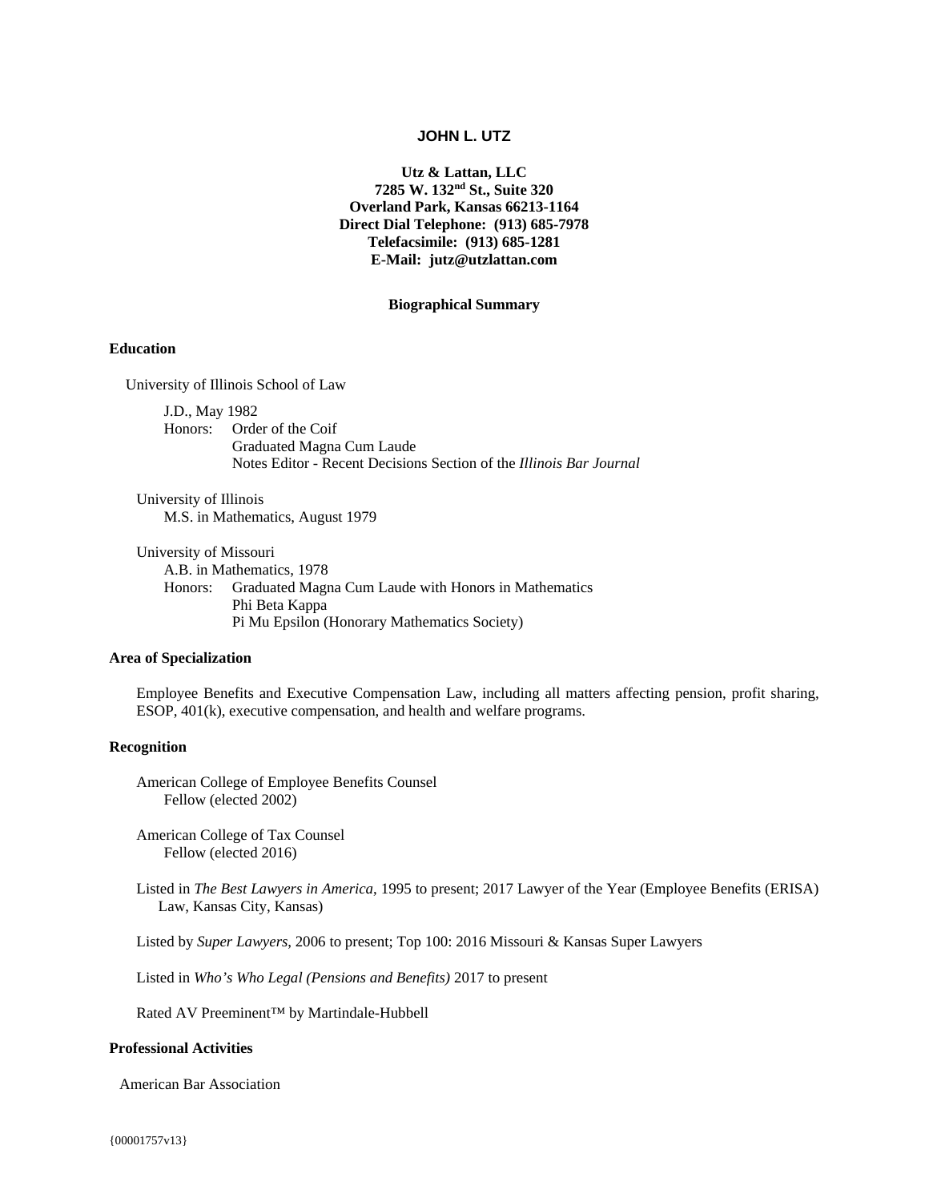# JOHN L. UTZ

**Utz & Lattan, LLC**
**7285 W. 132nd St., Suite 320**
**Overland Park, Kansas 66213-1164**
**Direct Dial Telephone: (913) 685-7978**
**Telefacsimile: (913) 685-1281**
**E-Mail: jutz@utzlattan.com**

## Biographical Summary

### Education

University of Illinois School of Law

J.D., May 1982
Honors: Order of the Coif
Graduated Magna Cum Laude
Notes Editor - Recent Decisions Section of the *Illinois Bar Journal*

University of Illinois
M.S. in Mathematics, August 1979

University of Missouri
A.B. in Mathematics, 1978
Honors: Graduated Magna Cum Laude with Honors in Mathematics
Phi Beta Kappa
Pi Mu Epsilon (Honorary Mathematics Society)

### Area of Specialization

Employee Benefits and Executive Compensation Law, including all matters affecting pension, profit sharing, ESOP, 401(k), executive compensation, and health and welfare programs.

### Recognition

American College of Employee Benefits Counsel
Fellow (elected 2002)

American College of Tax Counsel
Fellow (elected 2016)

Listed in *The Best Lawyers in America*, 1995 to present; 2017 Lawyer of the Year (Employee Benefits (ERISA) Law, Kansas City, Kansas)

Listed by *Super Lawyers*, 2006 to present; Top 100: 2016 Missouri & Kansas Super Lawyers

Listed in *Who's Who Legal (Pensions and Benefits)* 2017 to present

Rated AV Preeminent™ by Martindale-Hubbell

### Professional Activities

American Bar Association

{00001757v13}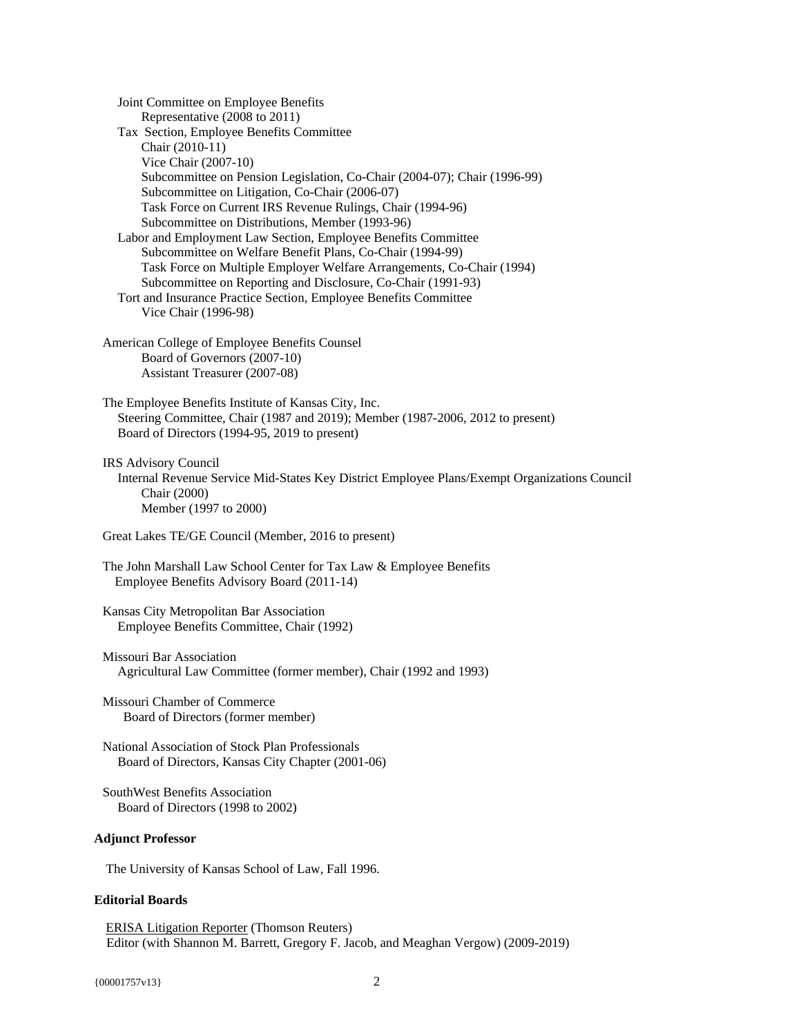Joint Committee on Employee Benefits
- Representative (2008 to 2011)

Tax Section, Employee Benefits Committee
- Chair (2010-11)
- Vice Chair (2007-10)
- Subcommittee on Pension Legislation, Co-Chair (2004-07); Chair (1996-99)
- Subcommittee on Litigation, Co-Chair (2006-07)
- Task Force on Current IRS Revenue Rulings, Chair (1994-96)
- Subcommittee on Distributions, Member (1993-96)

Labor and Employment Law Section, Employee Benefits Committee
- Subcommittee on Welfare Benefit Plans, Co-Chair (1994-99)
- Task Force on Multiple Employer Welfare Arrangements, Co-Chair (1994)
- Subcommittee on Reporting and Disclosure, Co-Chair (1991-93)

Tort and Insurance Practice Section, Employee Benefits Committee
- Vice Chair (1996-98)

American College of Employee Benefits Counsel
- Board of Governors (2007-10)
- Assistant Treasurer (2007-08)

The Employee Benefits Institute of Kansas City, Inc.
- Steering Committee, Chair (1987 and 2019); Member (1987-2006, 2012 to present)
- Board of Directors (1994-95, 2019 to present)

IRS Advisory Council
- Internal Revenue Service Mid-States Key District Employee Plans/Exempt Organizations Council
  - Chair (2000)
  - Member (1997 to 2000)

Great Lakes TE/GE Council (Member, 2016 to present)

The John Marshall Law School Center for Tax Law & Employee Benefits
- Employee Benefits Advisory Board (2011-14)

Kansas City Metropolitan Bar Association
- Employee Benefits Committee, Chair (1992)

Missouri Bar Association
- Agricultural Law Committee (former member), Chair (1992 and 1993)

Missouri Chamber of Commerce
- Board of Directors (former member)

National Association of Stock Plan Professionals
- Board of Directors, Kansas City Chapter (2001-06)

SouthWest Benefits Association
- Board of Directors (1998 to 2002)

**Adjunct Professor**

The University of Kansas School of Law, Fall 1996.

**Editorial Boards**

ERISA Litigation Reporter (Thomson Reuters)
Editor (with Shannon M. Barrett, Gregory F. Jacob, and Meaghan Vergow) (2009-2019)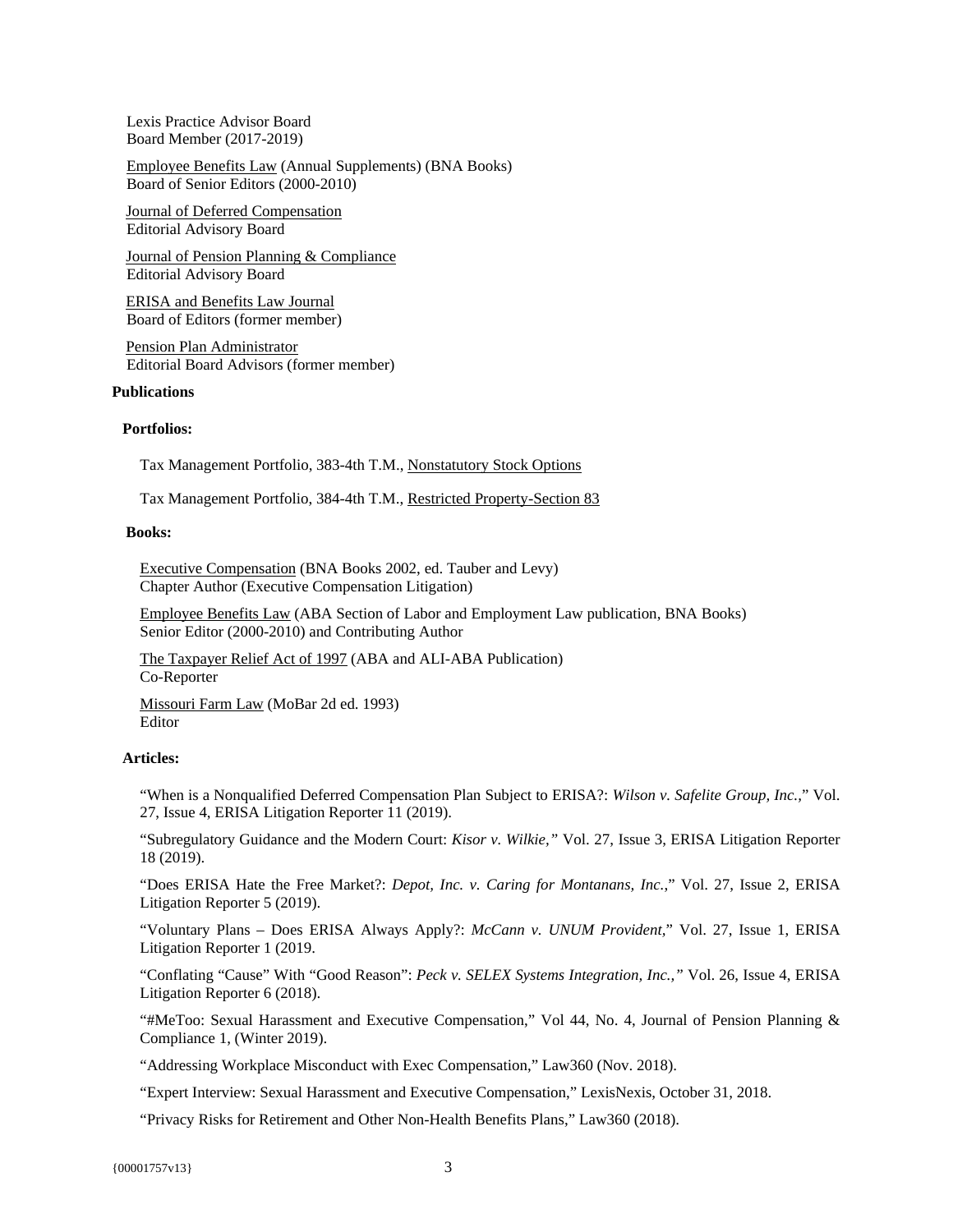Lexis Practice Advisor Board
Board Member (2017-2019)

Employee Benefits Law (Annual Supplements) (BNA Books)
Board of Senior Editors (2000-2010)

Journal of Deferred Compensation
Editorial Advisory Board

Journal of Pension Planning & Compliance
Editorial Advisory Board

ERISA and Benefits Law Journal
Board of Editors (former member)

Pension Plan Administrator
Editorial Board Advisors (former member)

**Publications**

**Portfolios:**

Tax Management Portfolio, 383-4th T.M., Nonstatutory Stock Options

Tax Management Portfolio, 384-4th T.M., Restricted Property-Section 83

**Books:**

Executive Compensation (BNA Books 2002, ed. Tauber and Levy)
Chapter Author (Executive Compensation Litigation)

Employee Benefits Law (ABA Section of Labor and Employment Law publication, BNA Books)
Senior Editor (2000-2010) and Contributing Author

The Taxpayer Relief Act of 1997 (ABA and ALI-ABA Publication)
Co-Reporter

Missouri Farm Law (MoBar 2d ed. 1993)
Editor

**Articles:**

"When is a Nonqualified Deferred Compensation Plan Subject to ERISA?: *Wilson v. Safelite Group, Inc.*," Vol. 27, Issue 4, ERISA Litigation Reporter 11 (2019).

"Subregulatory Guidance and the Modern Court: *Kisor v. Wilkie,"* Vol. 27, Issue 3, ERISA Litigation Reporter 18 (2019).

"Does ERISA Hate the Free Market?: *Depot, Inc. v. Caring for Montanans, Inc.*," Vol. 27, Issue 2, ERISA Litigation Reporter 5 (2019).

"Voluntary Plans – Does ERISA Always Apply?: *McCann v. UNUM Provident*," Vol. 27, Issue 1, ERISA Litigation Reporter 1 (2019.

"Conflating "Cause" With "Good Reason": *Peck v. SELEX Systems Integration, Inc.,"* Vol. 26, Issue 4, ERISA Litigation Reporter 6 (2018).

"#MeToo: Sexual Harassment and Executive Compensation," Vol 44, No. 4, Journal of Pension Planning & Compliance 1, (Winter 2019).

"Addressing Workplace Misconduct with Exec Compensation," Law360 (Nov. 2018).

"Expert Interview: Sexual Harassment and Executive Compensation," LexisNexis, October 31, 2018.

"Privacy Risks for Retirement and Other Non-Health Benefits Plans," Law360 (2018).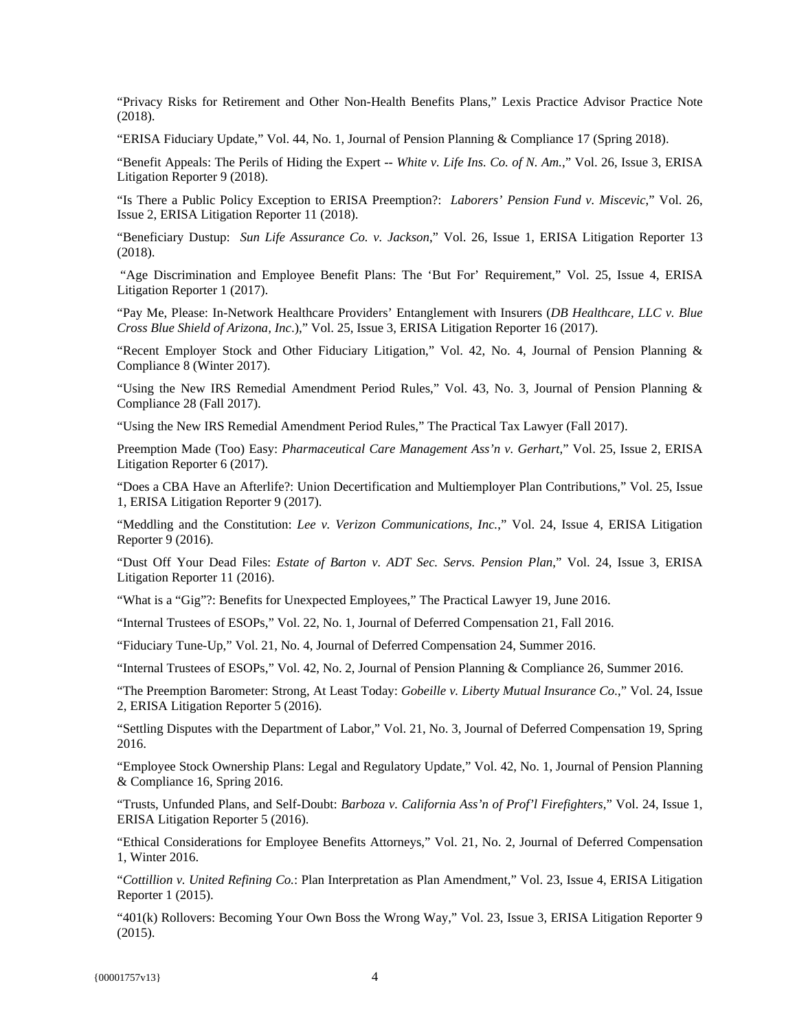"Privacy Risks for Retirement and Other Non-Health Benefits Plans," Lexis Practice Advisor Practice Note (2018).

"ERISA Fiduciary Update," Vol. 44, No. 1, Journal of Pension Planning & Compliance 17 (Spring 2018).

"Benefit Appeals: The Perils of Hiding the Expert -- *White v. Life Ins. Co. of N. Am.*," Vol. 26, Issue 3, ERISA Litigation Reporter 9 (2018).

"Is There a Public Policy Exception to ERISA Preemption?: *Laborers' Pension Fund v. Miscevic*," Vol. 26, Issue 2, ERISA Litigation Reporter 11 (2018).

"Beneficiary Dustup: *Sun Life Assurance Co. v. Jackson*," Vol. 26, Issue 1, ERISA Litigation Reporter 13 (2018).

"Age Discrimination and Employee Benefit Plans: The 'But For' Requirement," Vol. 25, Issue 4, ERISA Litigation Reporter 1 (2017).

"Pay Me, Please: In-Network Healthcare Providers' Entanglement with Insurers (*DB Healthcare, LLC v. Blue Cross Blue Shield of Arizona, Inc.*)," Vol. 25, Issue 3, ERISA Litigation Reporter 16 (2017).

"Recent Employer Stock and Other Fiduciary Litigation," Vol. 42, No. 4, Journal of Pension Planning & Compliance 8 (Winter 2017).

"Using the New IRS Remedial Amendment Period Rules," Vol. 43, No. 3, Journal of Pension Planning & Compliance 28 (Fall 2017).

"Using the New IRS Remedial Amendment Period Rules," The Practical Tax Lawyer (Fall 2017).

Preemption Made (Too) Easy: *Pharmaceutical Care Management Ass'n v. Gerhart*," Vol. 25, Issue 2, ERISA Litigation Reporter 6 (2017).

"Does a CBA Have an Afterlife?: Union Decertification and Multiemployer Plan Contributions," Vol. 25, Issue 1, ERISA Litigation Reporter 9 (2017).

"Meddling and the Constitution: *Lee v. Verizon Communications, Inc.*," Vol. 24, Issue 4, ERISA Litigation Reporter 9 (2016).

"Dust Off Your Dead Files: *Estate of Barton v. ADT Sec. Servs. Pension Plan*," Vol. 24, Issue 3, ERISA Litigation Reporter 11 (2016).

"What is a "Gig"?: Benefits for Unexpected Employees," The Practical Lawyer 19, June 2016.

"Internal Trustees of ESOPs," Vol. 22, No. 1, Journal of Deferred Compensation 21, Fall 2016.

"Fiduciary Tune-Up," Vol. 21, No. 4, Journal of Deferred Compensation 24, Summer 2016.

"Internal Trustees of ESOPs," Vol. 42, No. 2, Journal of Pension Planning & Compliance 26, Summer 2016.

"The Preemption Barometer: Strong, At Least Today: *Gobeille v. Liberty Mutual Insurance Co.*," Vol. 24, Issue 2, ERISA Litigation Reporter 5 (2016).

"Settling Disputes with the Department of Labor," Vol. 21, No. 3, Journal of Deferred Compensation 19, Spring 2016.

"Employee Stock Ownership Plans: Legal and Regulatory Update," Vol. 42, No. 1, Journal of Pension Planning & Compliance 16, Spring 2016.

"Trusts, Unfunded Plans, and Self-Doubt: *Barboza v. California Ass'n of Prof'l Firefighters*," Vol. 24, Issue 1, ERISA Litigation Reporter 5 (2016).

"Ethical Considerations for Employee Benefits Attorneys," Vol. 21, No. 2, Journal of Deferred Compensation 1, Winter 2016.

"*Cottillion v. United Refining Co.*: Plan Interpretation as Plan Amendment," Vol. 23, Issue 4, ERISA Litigation Reporter 1 (2015).

"401(k) Rollovers: Becoming Your Own Boss the Wrong Way," Vol. 23, Issue 3, ERISA Litigation Reporter 9 (2015).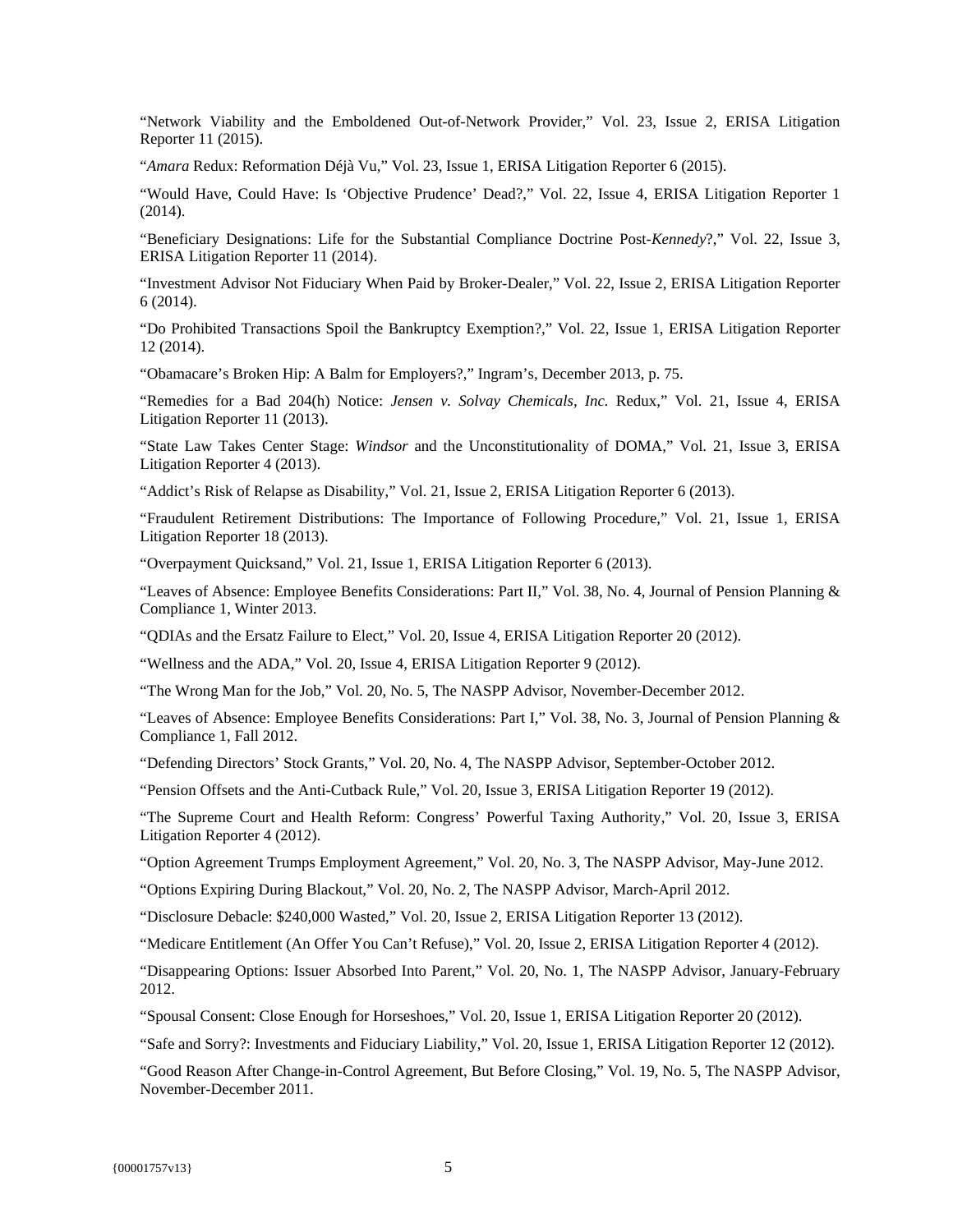"Network Viability and the Emboldened Out-of-Network Provider," Vol. 23, Issue 2, ERISA Litigation Reporter 11 (2015).

"*Amara* Redux: Reformation Déjà Vu," Vol. 23, Issue 1, ERISA Litigation Reporter 6 (2015).

"Would Have, Could Have: Is 'Objective Prudence' Dead?," Vol. 22, Issue 4, ERISA Litigation Reporter 1 (2014).

"Beneficiary Designations: Life for the Substantial Compliance Doctrine Post-*Kennedy*?," Vol. 22, Issue 3, ERISA Litigation Reporter 11 (2014).

"Investment Advisor Not Fiduciary When Paid by Broker-Dealer," Vol. 22, Issue 2, ERISA Litigation Reporter 6 (2014).

"Do Prohibited Transactions Spoil the Bankruptcy Exemption?," Vol. 22, Issue 1, ERISA Litigation Reporter 12 (2014).

"Obamacare's Broken Hip: A Balm for Employers?," Ingram's, December 2013, p. 75.

"Remedies for a Bad 204(h) Notice: *Jensen v. Solvay Chemicals, Inc.* Redux," Vol. 21, Issue 4, ERISA Litigation Reporter 11 (2013).

"State Law Takes Center Stage: *Windsor* and the Unconstitutionality of DOMA," Vol. 21, Issue 3, ERISA Litigation Reporter 4 (2013).

"Addict's Risk of Relapse as Disability," Vol. 21, Issue 2, ERISA Litigation Reporter 6 (2013).

"Fraudulent Retirement Distributions: The Importance of Following Procedure," Vol. 21, Issue 1, ERISA Litigation Reporter 18 (2013).

"Overpayment Quicksand," Vol. 21, Issue 1, ERISA Litigation Reporter 6 (2013).

"Leaves of Absence: Employee Benefits Considerations: Part II," Vol. 38, No. 4, Journal of Pension Planning & Compliance 1, Winter 2013.

"QDIAs and the Ersatz Failure to Elect," Vol. 20, Issue 4, ERISA Litigation Reporter 20 (2012).

"Wellness and the ADA," Vol. 20, Issue 4, ERISA Litigation Reporter 9 (2012).

"The Wrong Man for the Job," Vol. 20, No. 5, The NASPP Advisor, November-December 2012.

"Leaves of Absence: Employee Benefits Considerations: Part I," Vol. 38, No. 3, Journal of Pension Planning & Compliance 1, Fall 2012.

"Defending Directors' Stock Grants," Vol. 20, No. 4, The NASPP Advisor, September-October 2012.

"Pension Offsets and the Anti-Cutback Rule," Vol. 20, Issue 3, ERISA Litigation Reporter 19 (2012).

"The Supreme Court and Health Reform: Congress' Powerful Taxing Authority," Vol. 20, Issue 3, ERISA Litigation Reporter 4 (2012).

"Option Agreement Trumps Employment Agreement," Vol. 20, No. 3, The NASPP Advisor, May-June 2012.

"Options Expiring During Blackout," Vol. 20, No. 2, The NASPP Advisor, March-April 2012.

"Disclosure Debacle: $240,000 Wasted," Vol. 20, Issue 2, ERISA Litigation Reporter 13 (2012).

"Medicare Entitlement (An Offer You Can't Refuse)," Vol. 20, Issue 2, ERISA Litigation Reporter 4 (2012).

"Disappearing Options: Issuer Absorbed Into Parent," Vol. 20, No. 1, The NASPP Advisor, January-February 2012.

"Spousal Consent: Close Enough for Horseshoes," Vol. 20, Issue 1, ERISA Litigation Reporter 20 (2012).

"Safe and Sorry?: Investments and Fiduciary Liability," Vol. 20, Issue 1, ERISA Litigation Reporter 12 (2012).

"Good Reason After Change-in-Control Agreement, But Before Closing," Vol. 19, No. 5, The NASPP Advisor, November-December 2011.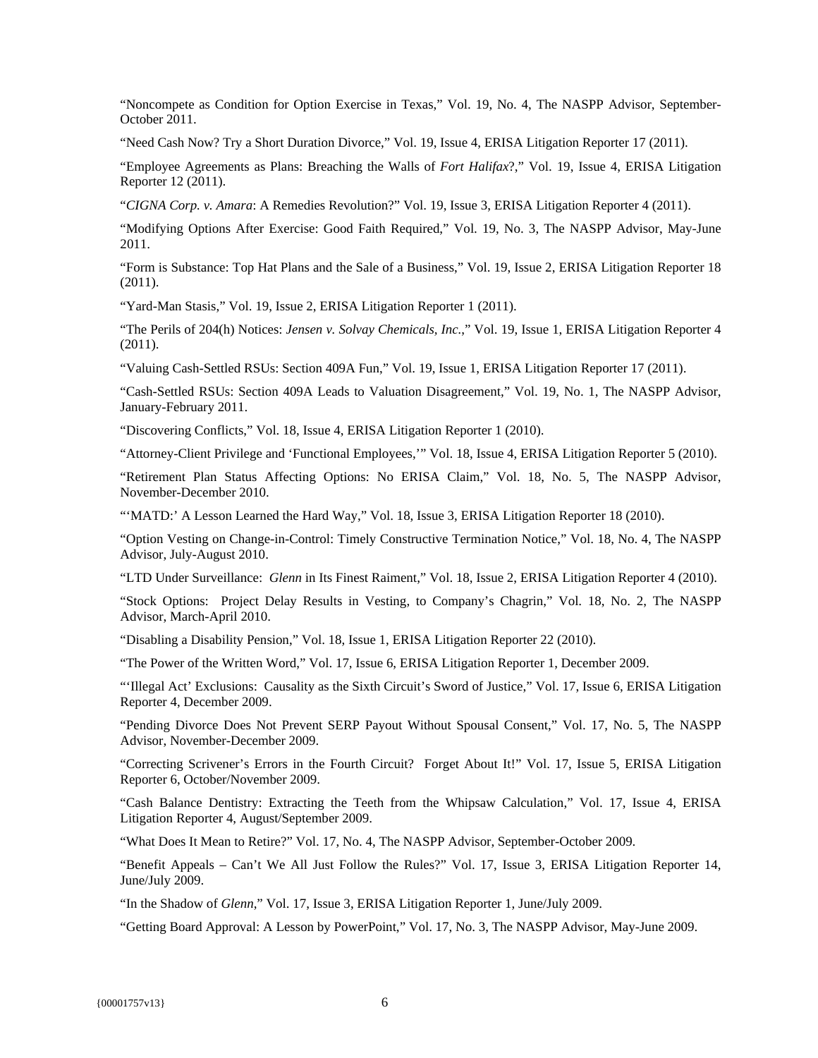"Noncompete as Condition for Option Exercise in Texas," Vol. 19, No. 4, The NASPP Advisor, September-October 2011.

"Need Cash Now? Try a Short Duration Divorce," Vol. 19, Issue 4, ERISA Litigation Reporter 17 (2011).

"Employee Agreements as Plans: Breaching the Walls of *Fort Halifax*?," Vol. 19, Issue 4, ERISA Litigation Reporter 12 (2011).

"*CIGNA Corp. v. Amara*: A Remedies Revolution?" Vol. 19, Issue 3, ERISA Litigation Reporter 4 (2011).

"Modifying Options After Exercise: Good Faith Required," Vol. 19, No. 3, The NASPP Advisor, May-June 2011.

"Form is Substance: Top Hat Plans and the Sale of a Business," Vol. 19, Issue 2, ERISA Litigation Reporter 18 (2011).

"Yard-Man Stasis," Vol. 19, Issue 2, ERISA Litigation Reporter 1 (2011).

"The Perils of 204(h) Notices: *Jensen v. Solvay Chemicals, Inc.*," Vol. 19, Issue 1, ERISA Litigation Reporter 4 (2011).

"Valuing Cash-Settled RSUs: Section 409A Fun," Vol. 19, Issue 1, ERISA Litigation Reporter 17 (2011).

"Cash-Settled RSUs: Section 409A Leads to Valuation Disagreement," Vol. 19, No. 1, The NASPP Advisor, January-February 2011.

"Discovering Conflicts," Vol. 18, Issue 4, ERISA Litigation Reporter 1 (2010).

"Attorney-Client Privilege and 'Functional Employees,'" Vol. 18, Issue 4, ERISA Litigation Reporter 5 (2010).

"Retirement Plan Status Affecting Options: No ERISA Claim," Vol. 18, No. 5, The NASPP Advisor, November-December 2010.

"'MATD:' A Lesson Learned the Hard Way," Vol. 18, Issue 3, ERISA Litigation Reporter 18 (2010).

"Option Vesting on Change-in-Control: Timely Constructive Termination Notice," Vol. 18, No. 4, The NASPP Advisor, July-August 2010.

"LTD Under Surveillance: *Glenn* in Its Finest Raiment," Vol. 18, Issue 2, ERISA Litigation Reporter 4 (2010).

"Stock Options: Project Delay Results in Vesting, to Company's Chagrin," Vol. 18, No. 2, The NASPP Advisor, March-April 2010.

"Disabling a Disability Pension," Vol. 18, Issue 1, ERISA Litigation Reporter 22 (2010).

"The Power of the Written Word," Vol. 17, Issue 6, ERISA Litigation Reporter 1, December 2009.

"'Illegal Act' Exclusions: Causality as the Sixth Circuit's Sword of Justice," Vol. 17, Issue 6, ERISA Litigation Reporter 4, December 2009.

"Pending Divorce Does Not Prevent SERP Payout Without Spousal Consent," Vol. 17, No. 5, The NASPP Advisor, November-December 2009.

"Correcting Scrivener's Errors in the Fourth Circuit? Forget About It!" Vol. 17, Issue 5, ERISA Litigation Reporter 6, October/November 2009.

"Cash Balance Dentistry: Extracting the Teeth from the Whipsaw Calculation," Vol. 17, Issue 4, ERISA Litigation Reporter 4, August/September 2009.

"What Does It Mean to Retire?" Vol. 17, No. 4, The NASPP Advisor, September-October 2009.

"Benefit Appeals – Can't We All Just Follow the Rules?" Vol. 17, Issue 3, ERISA Litigation Reporter 14, June/July 2009.

"In the Shadow of *Glenn*," Vol. 17, Issue 3, ERISA Litigation Reporter 1, June/July 2009.

"Getting Board Approval: A Lesson by PowerPoint," Vol. 17, No. 3, The NASPP Advisor, May-June 2009.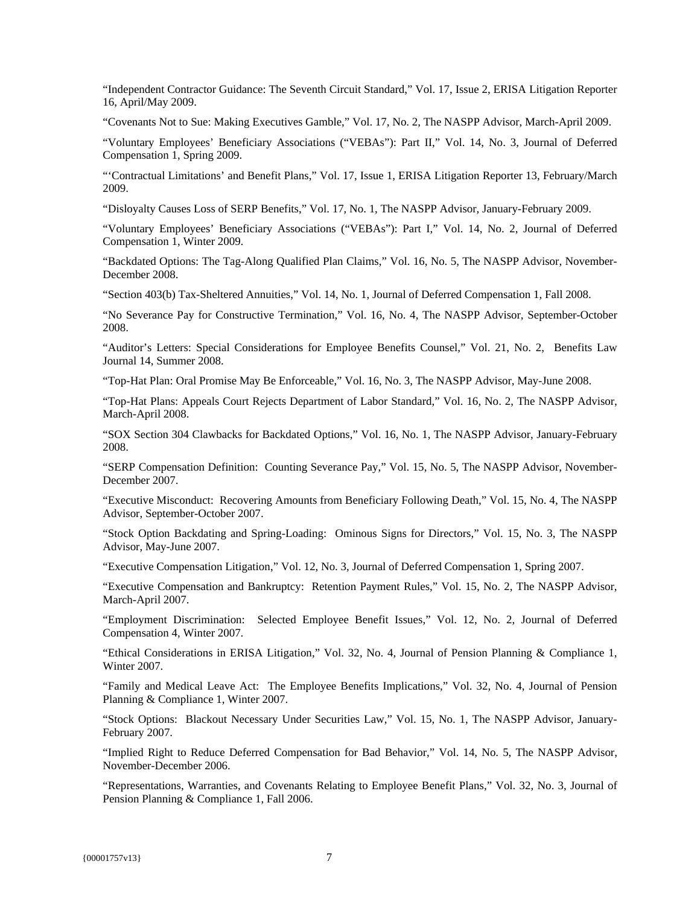"Independent Contractor Guidance: The Seventh Circuit Standard," Vol. 17, Issue 2, ERISA Litigation Reporter 16, April/May 2009.

"Covenants Not to Sue: Making Executives Gamble," Vol. 17, No. 2, The NASPP Advisor, March-April 2009.

"Voluntary Employees' Beneficiary Associations ("VEBAs"): Part II," Vol. 14, No. 3, Journal of Deferred Compensation 1, Spring 2009.

"'Contractual Limitations' and Benefit Plans," Vol. 17, Issue 1, ERISA Litigation Reporter 13, February/March 2009.

"Disloyalty Causes Loss of SERP Benefits," Vol. 17, No. 1, The NASPP Advisor, January-February 2009.

"Voluntary Employees' Beneficiary Associations ("VEBAs"): Part I," Vol. 14, No. 2, Journal of Deferred Compensation 1, Winter 2009.

"Backdated Options: The Tag-Along Qualified Plan Claims," Vol. 16, No. 5, The NASPP Advisor, November-December 2008.

"Section 403(b) Tax-Sheltered Annuities," Vol. 14, No. 1, Journal of Deferred Compensation 1, Fall 2008.

"No Severance Pay for Constructive Termination," Vol. 16, No. 4, The NASPP Advisor, September-October 2008.

"Auditor's Letters: Special Considerations for Employee Benefits Counsel," Vol. 21, No. 2, Benefits Law Journal 14, Summer 2008.

"Top-Hat Plan: Oral Promise May Be Enforceable," Vol. 16, No. 3, The NASPP Advisor, May-June 2008.

"Top-Hat Plans: Appeals Court Rejects Department of Labor Standard," Vol. 16, No. 2, The NASPP Advisor, March-April 2008.

"SOX Section 304 Clawbacks for Backdated Options," Vol. 16, No. 1, The NASPP Advisor, January-February 2008.

"SERP Compensation Definition: Counting Severance Pay," Vol. 15, No. 5, The NASPP Advisor, November-December 2007.

"Executive Misconduct: Recovering Amounts from Beneficiary Following Death," Vol. 15, No. 4, The NASPP Advisor, September-October 2007.

"Stock Option Backdating and Spring-Loading: Ominous Signs for Directors," Vol. 15, No. 3, The NASPP Advisor, May-June 2007.

"Executive Compensation Litigation," Vol. 12, No. 3, Journal of Deferred Compensation 1, Spring 2007.

"Executive Compensation and Bankruptcy: Retention Payment Rules," Vol. 15, No. 2, The NASPP Advisor, March-April 2007.

"Employment Discrimination: Selected Employee Benefit Issues," Vol. 12, No. 2, Journal of Deferred Compensation 4, Winter 2007.

"Ethical Considerations in ERISA Litigation," Vol. 32, No. 4, Journal of Pension Planning & Compliance 1, Winter 2007.

"Family and Medical Leave Act: The Employee Benefits Implications," Vol. 32, No. 4, Journal of Pension Planning & Compliance 1, Winter 2007.

"Stock Options: Blackout Necessary Under Securities Law," Vol. 15, No. 1, The NASPP Advisor, January-February 2007.

"Implied Right to Reduce Deferred Compensation for Bad Behavior," Vol. 14, No. 5, The NASPP Advisor, November-December 2006.

"Representations, Warranties, and Covenants Relating to Employee Benefit Plans," Vol. 32, No. 3, Journal of Pension Planning & Compliance 1, Fall 2006.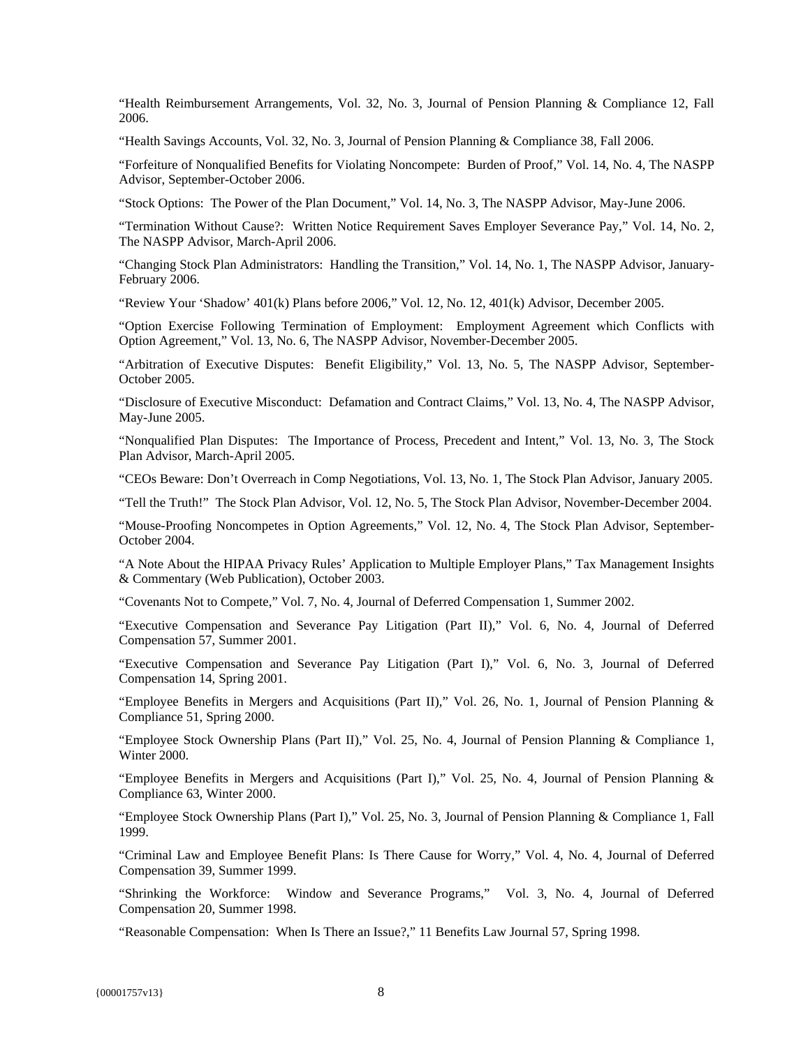"Health Reimbursement Arrangements, Vol. 32, No. 3, Journal of Pension Planning & Compliance 12, Fall 2006.

"Health Savings Accounts, Vol. 32, No. 3, Journal of Pension Planning & Compliance 38, Fall 2006.

"Forfeiture of Nonqualified Benefits for Violating Noncompete: Burden of Proof," Vol. 14, No. 4, The NASPP Advisor, September-October 2006.

"Stock Options: The Power of the Plan Document," Vol. 14, No. 3, The NASPP Advisor, May-June 2006.

"Termination Without Cause?: Written Notice Requirement Saves Employer Severance Pay," Vol. 14, No. 2, The NASPP Advisor, March-April 2006.

"Changing Stock Plan Administrators: Handling the Transition," Vol. 14, No. 1, The NASPP Advisor, January-February 2006.

"Review Your 'Shadow' 401(k) Plans before 2006," Vol. 12, No. 12, 401(k) Advisor, December 2005.

"Option Exercise Following Termination of Employment: Employment Agreement which Conflicts with Option Agreement," Vol. 13, No. 6, The NASPP Advisor, November-December 2005.

"Arbitration of Executive Disputes: Benefit Eligibility," Vol. 13, No. 5, The NASPP Advisor, September-October 2005.

"Disclosure of Executive Misconduct: Defamation and Contract Claims," Vol. 13, No. 4, The NASPP Advisor, May-June 2005.

"Nonqualified Plan Disputes: The Importance of Process, Precedent and Intent," Vol. 13, No. 3, The Stock Plan Advisor, March-April 2005.

"CEOs Beware: Don't Overreach in Comp Negotiations, Vol. 13, No. 1, The Stock Plan Advisor, January 2005.

"Tell the Truth!" The Stock Plan Advisor, Vol. 12, No. 5, The Stock Plan Advisor, November-December 2004.

"Mouse-Proofing Noncompetes in Option Agreements," Vol. 12, No. 4, The Stock Plan Advisor, September-October 2004.

"A Note About the HIPAA Privacy Rules' Application to Multiple Employer Plans," Tax Management Insights & Commentary (Web Publication), October 2003.

"Covenants Not to Compete," Vol. 7, No. 4, Journal of Deferred Compensation 1, Summer 2002.

"Executive Compensation and Severance Pay Litigation (Part II)," Vol. 6, No. 4, Journal of Deferred Compensation 57, Summer 2001.

"Executive Compensation and Severance Pay Litigation (Part I)," Vol. 6, No. 3, Journal of Deferred Compensation 14, Spring 2001.

"Employee Benefits in Mergers and Acquisitions (Part II)," Vol. 26, No. 1, Journal of Pension Planning & Compliance 51, Spring 2000.

"Employee Stock Ownership Plans (Part II)," Vol. 25, No. 4, Journal of Pension Planning & Compliance 1, Winter 2000.

"Employee Benefits in Mergers and Acquisitions (Part I)," Vol. 25, No. 4, Journal of Pension Planning & Compliance 63, Winter 2000.

"Employee Stock Ownership Plans (Part I)," Vol. 25, No. 3, Journal of Pension Planning & Compliance 1, Fall 1999.

"Criminal Law and Employee Benefit Plans: Is There Cause for Worry," Vol. 4, No. 4, Journal of Deferred Compensation 39, Summer 1999.

"Shrinking the Workforce: Window and Severance Programs," Vol. 3, No. 4, Journal of Deferred Compensation 20, Summer 1998.

"Reasonable Compensation: When Is There an Issue?," 11 Benefits Law Journal 57, Spring 1998.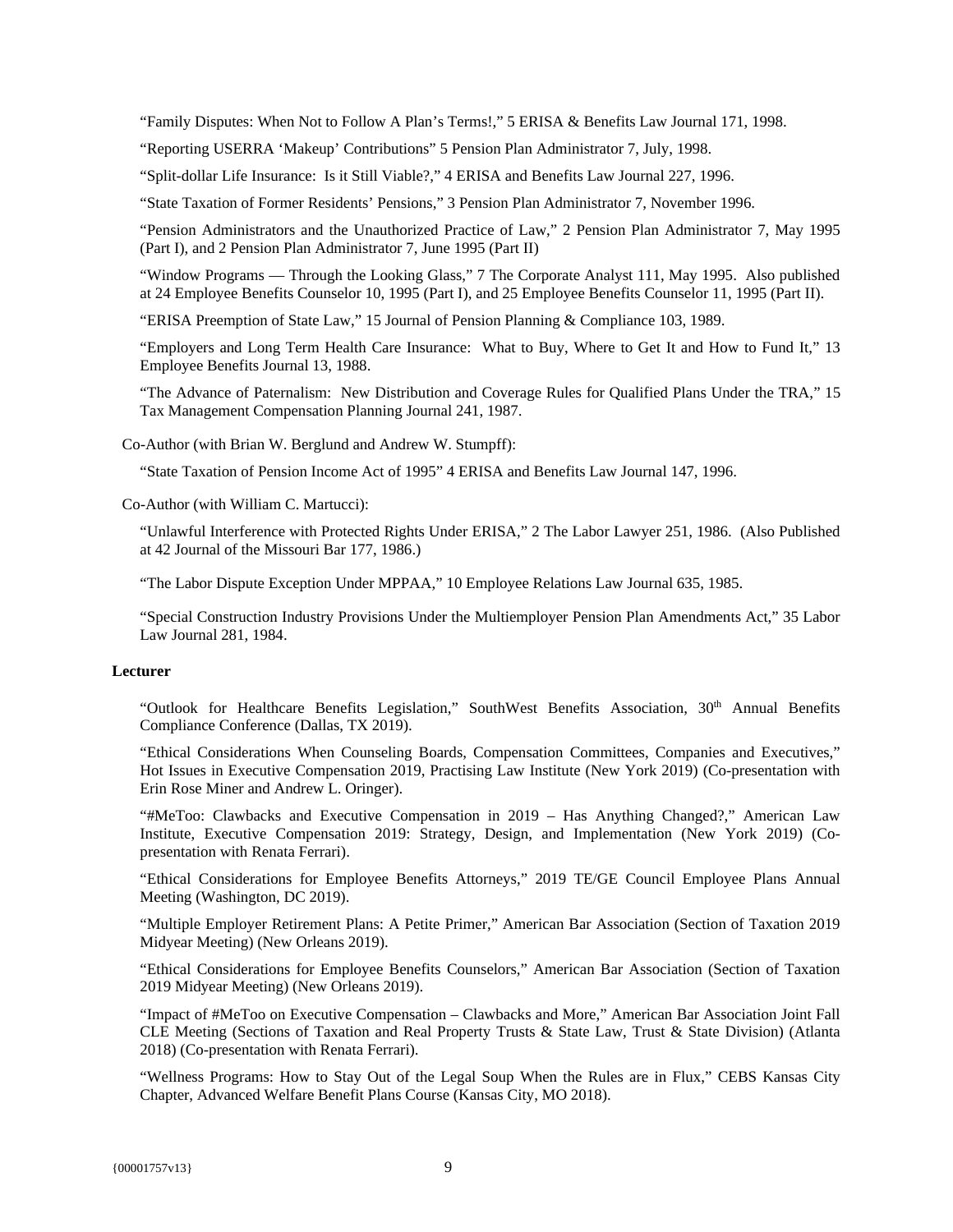"Family Disputes: When Not to Follow A Plan's Terms!," 5 ERISA & Benefits Law Journal 171, 1998.

"Reporting USERRA 'Makeup' Contributions" 5 Pension Plan Administrator 7, July, 1998.

"Split-dollar Life Insurance: Is it Still Viable?," 4 ERISA and Benefits Law Journal 227, 1996.

"State Taxation of Former Residents' Pensions," 3 Pension Plan Administrator 7, November 1996.

"Pension Administrators and the Unauthorized Practice of Law," 2 Pension Plan Administrator 7, May 1995 (Part I), and 2 Pension Plan Administrator 7, June 1995 (Part II)

"Window Programs — Through the Looking Glass," 7 The Corporate Analyst 111, May 1995. Also published at 24 Employee Benefits Counselor 10, 1995 (Part I), and 25 Employee Benefits Counselor 11, 1995 (Part II).

"ERISA Preemption of State Law," 15 Journal of Pension Planning & Compliance 103, 1989.

"Employers and Long Term Health Care Insurance: What to Buy, Where to Get It and How to Fund It," 13 Employee Benefits Journal 13, 1988.

"The Advance of Paternalism: New Distribution and Coverage Rules for Qualified Plans Under the TRA," 15 Tax Management Compensation Planning Journal 241, 1987.

Co-Author (with Brian W. Berglund and Andrew W. Stumpff):

"State Taxation of Pension Income Act of 1995" 4 ERISA and Benefits Law Journal 147, 1996.

Co-Author (with William C. Martucci):

"Unlawful Interference with Protected Rights Under ERISA," 2 The Labor Lawyer 251, 1986. (Also Published at 42 Journal of the Missouri Bar 177, 1986.)

"The Labor Dispute Exception Under MPPAA," 10 Employee Relations Law Journal 635, 1985.

"Special Construction Industry Provisions Under the Multiemployer Pension Plan Amendments Act," 35 Labor Law Journal 281, 1984.

**Lecturer**

"Outlook for Healthcare Benefits Legislation," SouthWest Benefits Association, 30th Annual Benefits Compliance Conference (Dallas, TX 2019).

"Ethical Considerations When Counseling Boards, Compensation Committees, Companies and Executives," Hot Issues in Executive Compensation 2019, Practising Law Institute (New York 2019) (Co-presentation with Erin Rose Miner and Andrew L. Oringer).

"#MeToo: Clawbacks and Executive Compensation in 2019 – Has Anything Changed?," American Law Institute, Executive Compensation 2019: Strategy, Design, and Implementation (New York 2019) (Co-presentation with Renata Ferrari).

"Ethical Considerations for Employee Benefits Attorneys," 2019 TE/GE Council Employee Plans Annual Meeting (Washington, DC 2019).

"Multiple Employer Retirement Plans: A Petite Primer," American Bar Association (Section of Taxation 2019 Midyear Meeting) (New Orleans 2019).

"Ethical Considerations for Employee Benefits Counselors," American Bar Association (Section of Taxation 2019 Midyear Meeting) (New Orleans 2019).

"Impact of #MeToo on Executive Compensation – Clawbacks and More," American Bar Association Joint Fall CLE Meeting (Sections of Taxation and Real Property Trusts & State Law, Trust & State Division) (Atlanta 2018) (Co-presentation with Renata Ferrari).

"Wellness Programs: How to Stay Out of the Legal Soup When the Rules are in Flux," CEBS Kansas City Chapter, Advanced Welfare Benefit Plans Course (Kansas City, MO 2018).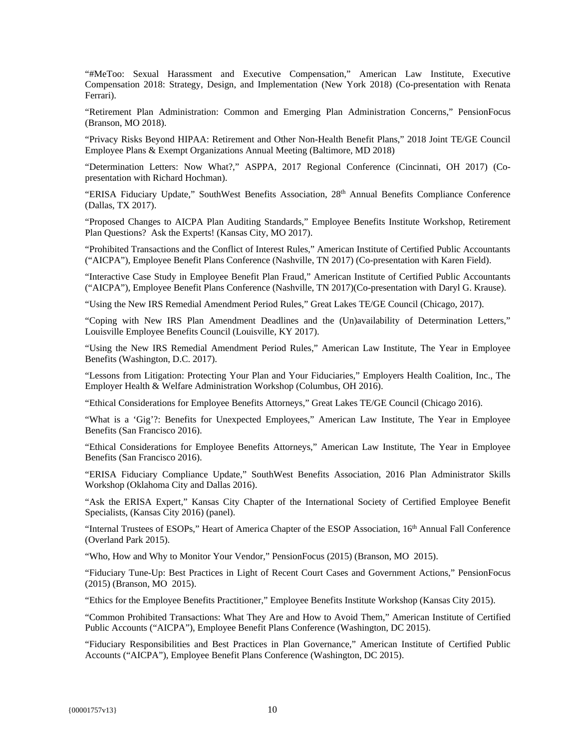"#MeToo: Sexual Harassment and Executive Compensation," American Law Institute, Executive Compensation 2018: Strategy, Design, and Implementation (New York 2018) (Co-presentation with Renata Ferrari).

"Retirement Plan Administration: Common and Emerging Plan Administration Concerns," PensionFocus (Branson, MO 2018).

"Privacy Risks Beyond HIPAA: Retirement and Other Non-Health Benefit Plans," 2018 Joint TE/GE Council Employee Plans & Exempt Organizations Annual Meeting (Baltimore, MD 2018)

"Determination Letters: Now What?," ASPPA, 2017 Regional Conference (Cincinnati, OH 2017) (Co-presentation with Richard Hochman).

"ERISA Fiduciary Update," SouthWest Benefits Association, 28th Annual Benefits Compliance Conference (Dallas, TX 2017).

"Proposed Changes to AICPA Plan Auditing Standards," Employee Benefits Institute Workshop, Retirement Plan Questions? Ask the Experts! (Kansas City, MO 2017).

"Prohibited Transactions and the Conflict of Interest Rules," American Institute of Certified Public Accountants ("AICPA"), Employee Benefit Plans Conference (Nashville, TN 2017) (Co-presentation with Karen Field).

"Interactive Case Study in Employee Benefit Plan Fraud," American Institute of Certified Public Accountants ("AICPA"), Employee Benefit Plans Conference (Nashville, TN 2017)(Co-presentation with Daryl G. Krause).

"Using the New IRS Remedial Amendment Period Rules," Great Lakes TE/GE Council (Chicago, 2017).

"Coping with New IRS Plan Amendment Deadlines and the (Un)availability of Determination Letters," Louisville Employee Benefits Council (Louisville, KY 2017).

"Using the New IRS Remedial Amendment Period Rules," American Law Institute, The Year in Employee Benefits (Washington, D.C. 2017).

"Lessons from Litigation: Protecting Your Plan and Your Fiduciaries," Employers Health Coalition, Inc., The Employer Health & Welfare Administration Workshop (Columbus, OH 2016).

"Ethical Considerations for Employee Benefits Attorneys," Great Lakes TE/GE Council (Chicago 2016).

"What is a 'Gig'?: Benefits for Unexpected Employees," American Law Institute, The Year in Employee Benefits (San Francisco 2016).

"Ethical Considerations for Employee Benefits Attorneys," American Law Institute, The Year in Employee Benefits (San Francisco 2016).

"ERISA Fiduciary Compliance Update," SouthWest Benefits Association, 2016 Plan Administrator Skills Workshop (Oklahoma City and Dallas 2016).

"Ask the ERISA Expert," Kansas City Chapter of the International Society of Certified Employee Benefit Specialists, (Kansas City 2016) (panel).

"Internal Trustees of ESOPs," Heart of America Chapter of the ESOP Association, 16th Annual Fall Conference (Overland Park 2015).

"Who, How and Why to Monitor Your Vendor," PensionFocus (2015) (Branson, MO 2015).

"Fiduciary Tune-Up: Best Practices in Light of Recent Court Cases and Government Actions," PensionFocus (2015) (Branson, MO 2015).

"Ethics for the Employee Benefits Practitioner," Employee Benefits Institute Workshop (Kansas City 2015).

"Common Prohibited Transactions: What They Are and How to Avoid Them," American Institute of Certified Public Accounts ("AICPA"), Employee Benefit Plans Conference (Washington, DC 2015).

"Fiduciary Responsibilities and Best Practices in Plan Governance," American Institute of Certified Public Accounts ("AICPA"), Employee Benefit Plans Conference (Washington, DC 2015).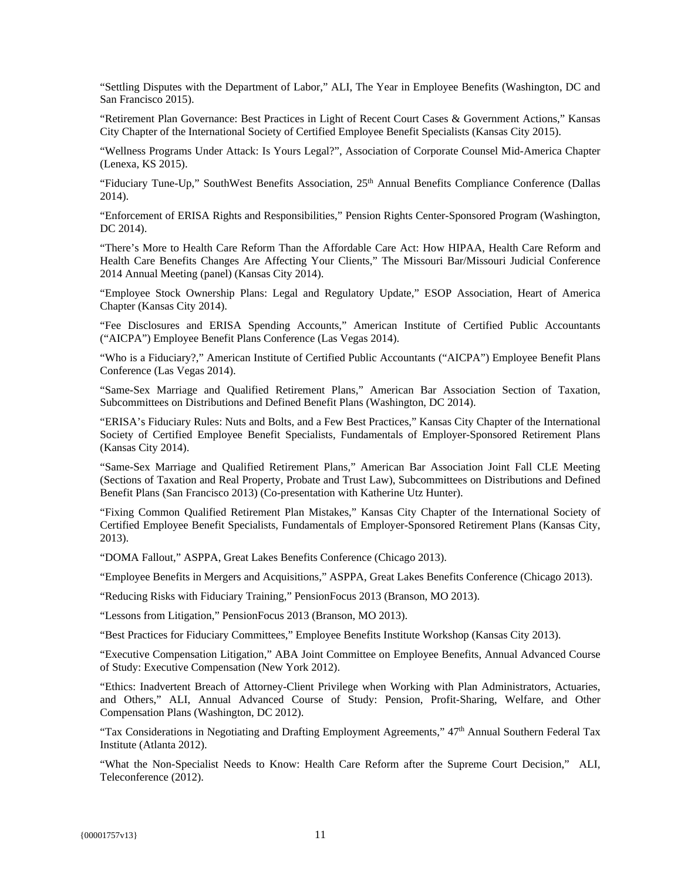“Settling Disputes with the Department of Labor,” ALI, The Year in Employee Benefits (Washington, DC and San Francisco 2015).

“Retirement Plan Governance: Best Practices in Light of Recent Court Cases & Government Actions,” Kansas City Chapter of the International Society of Certified Employee Benefit Specialists (Kansas City 2015).

“Wellness Programs Under Attack: Is Yours Legal?”, Association of Corporate Counsel Mid-America Chapter (Lenexa, KS 2015).

“Fiduciary Tune-Up,” SouthWest Benefits Association, 25th Annual Benefits Compliance Conference (Dallas 2014).

“Enforcement of ERISA Rights and Responsibilities,” Pension Rights Center-Sponsored Program (Washington, DC 2014).

“There’s More to Health Care Reform Than the Affordable Care Act: How HIPAA, Health Care Reform and Health Care Benefits Changes Are Affecting Your Clients,” The Missouri Bar/Missouri Judicial Conference 2014 Annual Meeting (panel) (Kansas City 2014).

“Employee Stock Ownership Plans: Legal and Regulatory Update,” ESOP Association, Heart of America Chapter (Kansas City 2014).

“Fee Disclosures and ERISA Spending Accounts,” American Institute of Certified Public Accountants (“AICPA”) Employee Benefit Plans Conference (Las Vegas 2014).

“Who is a Fiduciary?,” American Institute of Certified Public Accountants (“AICPA”) Employee Benefit Plans Conference (Las Vegas 2014).

“Same-Sex Marriage and Qualified Retirement Plans,” American Bar Association Section of Taxation, Subcommittees on Distributions and Defined Benefit Plans (Washington, DC 2014).

“ERISA’s Fiduciary Rules: Nuts and Bolts, and a Few Best Practices,” Kansas City Chapter of the International Society of Certified Employee Benefit Specialists, Fundamentals of Employer-Sponsored Retirement Plans (Kansas City 2014).

“Same-Sex Marriage and Qualified Retirement Plans,” American Bar Association Joint Fall CLE Meeting (Sections of Taxation and Real Property, Probate and Trust Law), Subcommittees on Distributions and Defined Benefit Plans (San Francisco 2013) (Co-presentation with Katherine Utz Hunter).

“Fixing Common Qualified Retirement Plan Mistakes,” Kansas City Chapter of the International Society of Certified Employee Benefit Specialists, Fundamentals of Employer-Sponsored Retirement Plans (Kansas City, 2013).

“DOMA Fallout,” ASPPA, Great Lakes Benefits Conference (Chicago 2013).

“Employee Benefits in Mergers and Acquisitions,” ASPPA, Great Lakes Benefits Conference (Chicago 2013).

“Reducing Risks with Fiduciary Training,” PensionFocus 2013 (Branson, MO 2013).

“Lessons from Litigation,” PensionFocus 2013 (Branson, MO 2013).

“Best Practices for Fiduciary Committees,” Employee Benefits Institute Workshop (Kansas City 2013).

“Executive Compensation Litigation,” ABA Joint Committee on Employee Benefits, Annual Advanced Course of Study: Executive Compensation (New York 2012).

“Ethics: Inadvertent Breach of Attorney-Client Privilege when Working with Plan Administrators, Actuaries, and Others,” ALI, Annual Advanced Course of Study: Pension, Profit-Sharing, Welfare, and Other Compensation Plans (Washington, DC 2012).

“Tax Considerations in Negotiating and Drafting Employment Agreements,” 47th Annual Southern Federal Tax Institute (Atlanta 2012).

“What the Non-Specialist Needs to Know: Health Care Reform after the Supreme Court Decision,” ALI, Teleconference (2012).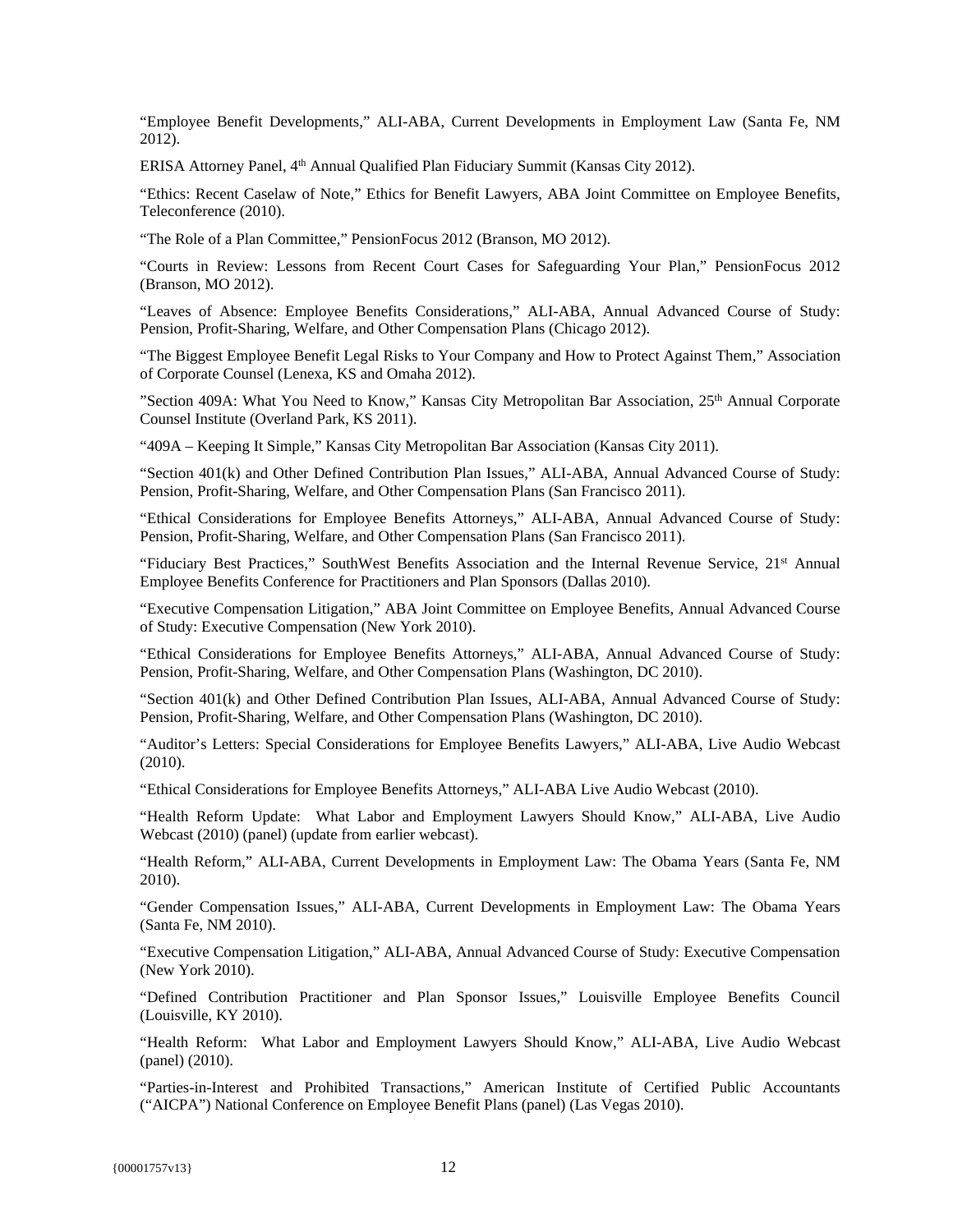"Employee Benefit Developments," ALI-ABA, Current Developments in Employment Law (Santa Fe, NM 2012).

ERISA Attorney Panel, 4th Annual Qualified Plan Fiduciary Summit (Kansas City 2012).

"Ethics: Recent Caselaw of Note," Ethics for Benefit Lawyers, ABA Joint Committee on Employee Benefits, Teleconference (2010).

"The Role of a Plan Committee," PensionFocus 2012 (Branson, MO 2012).

"Courts in Review: Lessons from Recent Court Cases for Safeguarding Your Plan," PensionFocus 2012 (Branson, MO 2012).

"Leaves of Absence: Employee Benefits Considerations," ALI-ABA, Annual Advanced Course of Study: Pension, Profit-Sharing, Welfare, and Other Compensation Plans (Chicago 2012).

"The Biggest Employee Benefit Legal Risks to Your Company and How to Protect Against Them," Association of Corporate Counsel (Lenexa, KS and Omaha 2012).

"Section 409A: What You Need to Know," Kansas City Metropolitan Bar Association, 25th Annual Corporate Counsel Institute (Overland Park, KS 2011).

"409A – Keeping It Simple," Kansas City Metropolitan Bar Association (Kansas City 2011).

"Section 401(k) and Other Defined Contribution Plan Issues," ALI-ABA, Annual Advanced Course of Study: Pension, Profit-Sharing, Welfare, and Other Compensation Plans (San Francisco 2011).

"Ethical Considerations for Employee Benefits Attorneys," ALI-ABA, Annual Advanced Course of Study: Pension, Profit-Sharing, Welfare, and Other Compensation Plans (San Francisco 2011).

"Fiduciary Best Practices," SouthWest Benefits Association and the Internal Revenue Service, 21st Annual Employee Benefits Conference for Practitioners and Plan Sponsors (Dallas 2010).

"Executive Compensation Litigation," ABA Joint Committee on Employee Benefits, Annual Advanced Course of Study: Executive Compensation (New York 2010).

"Ethical Considerations for Employee Benefits Attorneys," ALI-ABA, Annual Advanced Course of Study: Pension, Profit-Sharing, Welfare, and Other Compensation Plans (Washington, DC 2010).

"Section 401(k) and Other Defined Contribution Plan Issues, ALI-ABA, Annual Advanced Course of Study: Pension, Profit-Sharing, Welfare, and Other Compensation Plans (Washington, DC 2010).

"Auditor's Letters: Special Considerations for Employee Benefits Lawyers," ALI-ABA, Live Audio Webcast (2010).

"Ethical Considerations for Employee Benefits Attorneys," ALI-ABA Live Audio Webcast (2010).

"Health Reform Update: What Labor and Employment Lawyers Should Know," ALI-ABA, Live Audio Webcast (2010) (panel) (update from earlier webcast).

"Health Reform," ALI-ABA, Current Developments in Employment Law: The Obama Years (Santa Fe, NM 2010).

"Gender Compensation Issues," ALI-ABA, Current Developments in Employment Law: The Obama Years (Santa Fe, NM 2010).

"Executive Compensation Litigation," ALI-ABA, Annual Advanced Course of Study: Executive Compensation (New York 2010).

"Defined Contribution Practitioner and Plan Sponsor Issues," Louisville Employee Benefits Council (Louisville, KY 2010).

"Health Reform: What Labor and Employment Lawyers Should Know," ALI-ABA, Live Audio Webcast (panel) (2010).

"Parties-in-Interest and Prohibited Transactions," American Institute of Certified Public Accountants ("AICPA") National Conference on Employee Benefit Plans (panel) (Las Vegas 2010).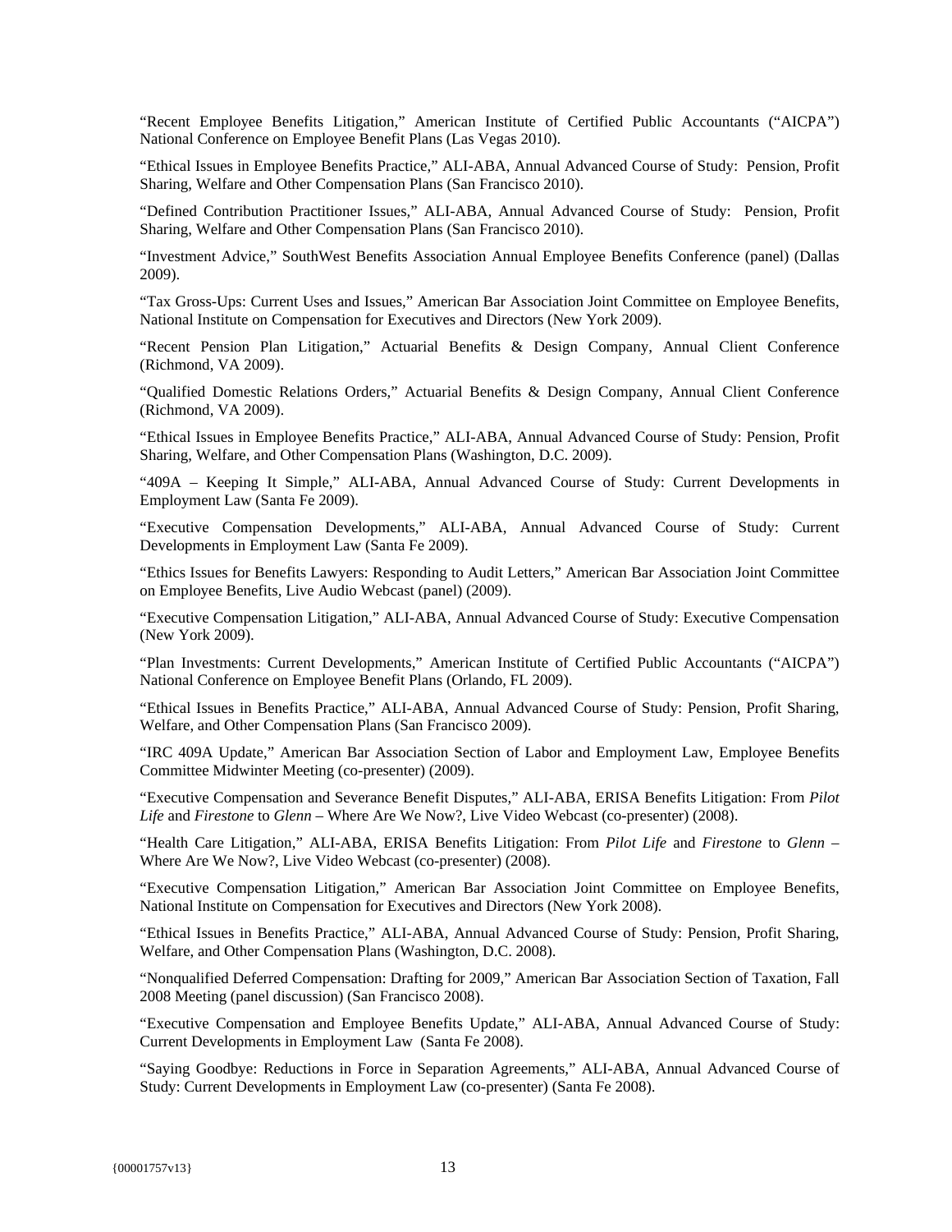"Recent Employee Benefits Litigation," American Institute of Certified Public Accountants ("AICPA") National Conference on Employee Benefit Plans (Las Vegas 2010).

"Ethical Issues in Employee Benefits Practice," ALI-ABA, Annual Advanced Course of Study: Pension, Profit Sharing, Welfare and Other Compensation Plans (San Francisco 2010).

"Defined Contribution Practitioner Issues," ALI-ABA, Annual Advanced Course of Study: Pension, Profit Sharing, Welfare and Other Compensation Plans (San Francisco 2010).

"Investment Advice," SouthWest Benefits Association Annual Employee Benefits Conference (panel) (Dallas 2009).

"Tax Gross-Ups: Current Uses and Issues," American Bar Association Joint Committee on Employee Benefits, National Institute on Compensation for Executives and Directors (New York 2009).

"Recent Pension Plan Litigation," Actuarial Benefits & Design Company, Annual Client Conference (Richmond, VA 2009).

"Qualified Domestic Relations Orders," Actuarial Benefits & Design Company, Annual Client Conference (Richmond, VA 2009).

"Ethical Issues in Employee Benefits Practice," ALI-ABA, Annual Advanced Course of Study: Pension, Profit Sharing, Welfare, and Other Compensation Plans (Washington, D.C. 2009).

"409A – Keeping It Simple," ALI-ABA, Annual Advanced Course of Study: Current Developments in Employment Law (Santa Fe 2009).

"Executive Compensation Developments," ALI-ABA, Annual Advanced Course of Study: Current Developments in Employment Law (Santa Fe 2009).

"Ethics Issues for Benefits Lawyers: Responding to Audit Letters," American Bar Association Joint Committee on Employee Benefits, Live Audio Webcast (panel) (2009).

"Executive Compensation Litigation," ALI-ABA, Annual Advanced Course of Study: Executive Compensation (New York 2009).

"Plan Investments: Current Developments," American Institute of Certified Public Accountants ("AICPA") National Conference on Employee Benefit Plans (Orlando, FL 2009).

"Ethical Issues in Benefits Practice," ALI-ABA, Annual Advanced Course of Study: Pension, Profit Sharing, Welfare, and Other Compensation Plans (San Francisco 2009).

"IRC 409A Update," American Bar Association Section of Labor and Employment Law, Employee Benefits Committee Midwinter Meeting (co-presenter) (2009).

"Executive Compensation and Severance Benefit Disputes," ALI-ABA, ERISA Benefits Litigation: From *Pilot Life* and *Firestone* to *Glenn* – Where Are We Now?, Live Video Webcast (co-presenter) (2008).

"Health Care Litigation," ALI-ABA, ERISA Benefits Litigation: From *Pilot Life* and *Firestone* to *Glenn* – Where Are We Now?, Live Video Webcast (co-presenter) (2008).

"Executive Compensation Litigation," American Bar Association Joint Committee on Employee Benefits, National Institute on Compensation for Executives and Directors (New York 2008).

"Ethical Issues in Benefits Practice," ALI-ABA, Annual Advanced Course of Study: Pension, Profit Sharing, Welfare, and Other Compensation Plans (Washington, D.C. 2008).

"Nonqualified Deferred Compensation: Drafting for 2009," American Bar Association Section of Taxation, Fall 2008 Meeting (panel discussion) (San Francisco 2008).

"Executive Compensation and Employee Benefits Update," ALI-ABA, Annual Advanced Course of Study: Current Developments in Employment Law (Santa Fe 2008).

"Saying Goodbye: Reductions in Force in Separation Agreements," ALI-ABA, Annual Advanced Course of Study: Current Developments in Employment Law (co-presenter) (Santa Fe 2008).

{00001757v13}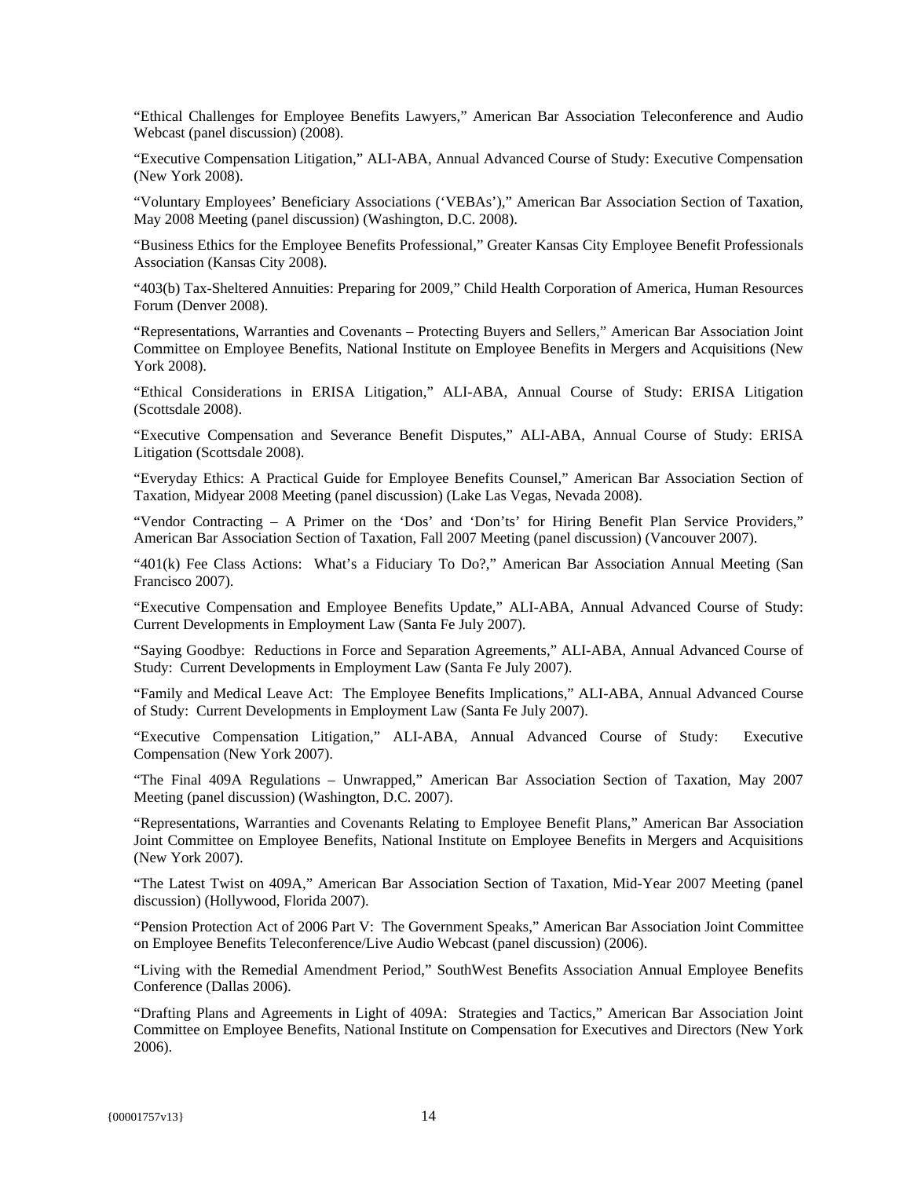"Ethical Challenges for Employee Benefits Lawyers," American Bar Association Teleconference and Audio Webcast (panel discussion) (2008).

"Executive Compensation Litigation," ALI-ABA, Annual Advanced Course of Study: Executive Compensation (New York 2008).

"Voluntary Employees' Beneficiary Associations ('VEBAs')," American Bar Association Section of Taxation, May 2008 Meeting (panel discussion) (Washington, D.C. 2008).

"Business Ethics for the Employee Benefits Professional," Greater Kansas City Employee Benefit Professionals Association (Kansas City 2008).

"403(b) Tax-Sheltered Annuities: Preparing for 2009," Child Health Corporation of America, Human Resources Forum (Denver 2008).

"Representations, Warranties and Covenants – Protecting Buyers and Sellers," American Bar Association Joint Committee on Employee Benefits, National Institute on Employee Benefits in Mergers and Acquisitions (New York 2008).

"Ethical Considerations in ERISA Litigation," ALI-ABA, Annual Course of Study: ERISA Litigation (Scottsdale 2008).

"Executive Compensation and Severance Benefit Disputes," ALI-ABA, Annual Course of Study: ERISA Litigation (Scottsdale 2008).

"Everyday Ethics: A Practical Guide for Employee Benefits Counsel," American Bar Association Section of Taxation, Midyear 2008 Meeting (panel discussion) (Lake Las Vegas, Nevada 2008).

"Vendor Contracting – A Primer on the 'Dos' and 'Don'ts' for Hiring Benefit Plan Service Providers," American Bar Association Section of Taxation, Fall 2007 Meeting (panel discussion) (Vancouver 2007).

"401(k) Fee Class Actions: What's a Fiduciary To Do?," American Bar Association Annual Meeting (San Francisco 2007).

"Executive Compensation and Employee Benefits Update," ALI-ABA, Annual Advanced Course of Study: Current Developments in Employment Law (Santa Fe July 2007).

"Saying Goodbye: Reductions in Force and Separation Agreements," ALI-ABA, Annual Advanced Course of Study: Current Developments in Employment Law (Santa Fe July 2007).

"Family and Medical Leave Act: The Employee Benefits Implications," ALI-ABA, Annual Advanced Course of Study: Current Developments in Employment Law (Santa Fe July 2007).

"Executive Compensation Litigation," ALI-ABA, Annual Advanced Course of Study: Executive Compensation (New York 2007).

"The Final 409A Regulations – Unwrapped," American Bar Association Section of Taxation, May 2007 Meeting (panel discussion) (Washington, D.C. 2007).

"Representations, Warranties and Covenants Relating to Employee Benefit Plans," American Bar Association Joint Committee on Employee Benefits, National Institute on Employee Benefits in Mergers and Acquisitions (New York 2007).

"The Latest Twist on 409A," American Bar Association Section of Taxation, Mid-Year 2007 Meeting (panel discussion) (Hollywood, Florida 2007).

"Pension Protection Act of 2006 Part V: The Government Speaks," American Bar Association Joint Committee on Employee Benefits Teleconference/Live Audio Webcast (panel discussion) (2006).

"Living with the Remedial Amendment Period," SouthWest Benefits Association Annual Employee Benefits Conference (Dallas 2006).

"Drafting Plans and Agreements in Light of 409A: Strategies and Tactics," American Bar Association Joint Committee on Employee Benefits, National Institute on Compensation for Executives and Directors (New York 2006).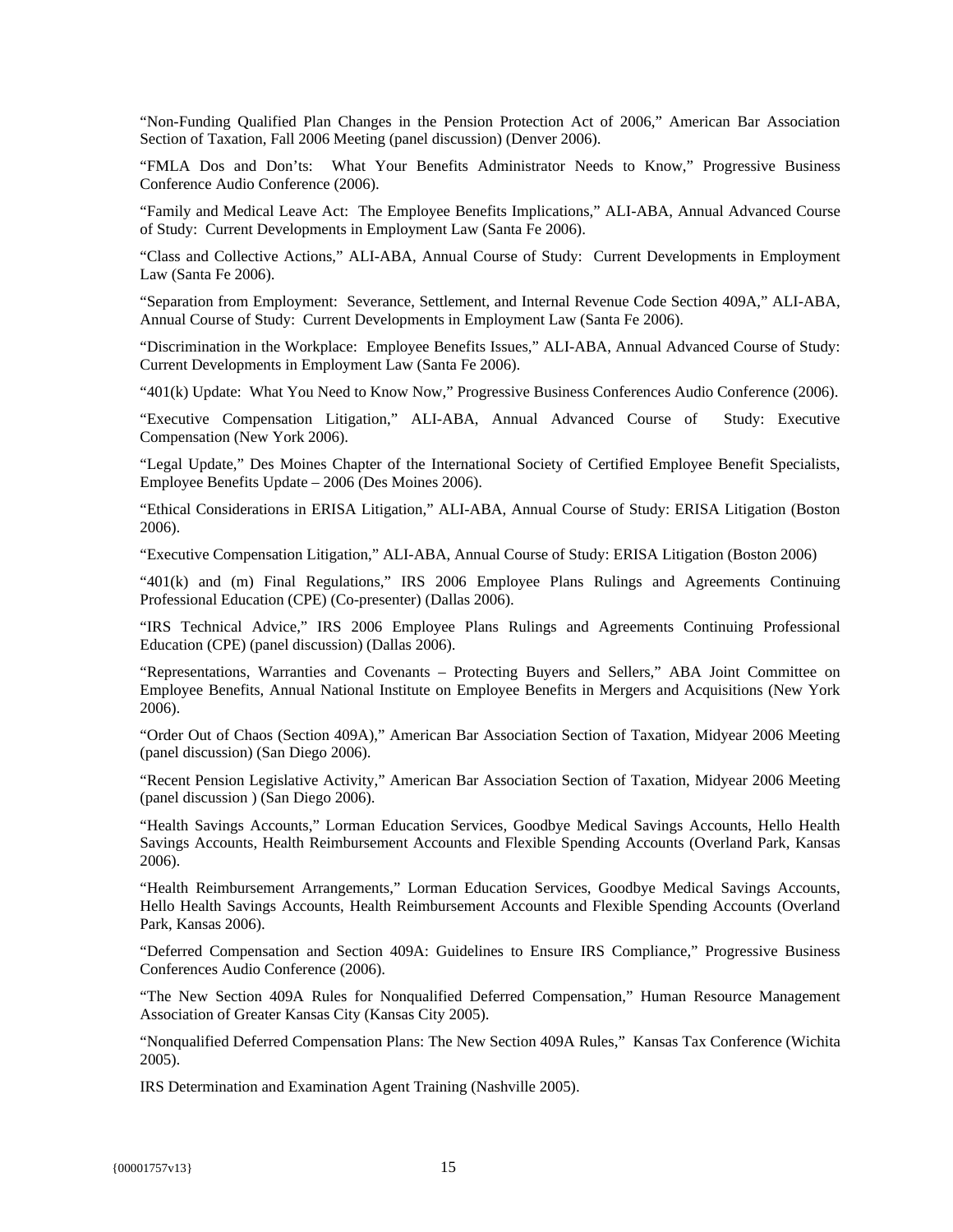"Non-Funding Qualified Plan Changes in the Pension Protection Act of 2006," American Bar Association Section of Taxation, Fall 2006 Meeting (panel discussion) (Denver 2006).

"FMLA Dos and Don'ts: What Your Benefits Administrator Needs to Know," Progressive Business Conference Audio Conference (2006).

"Family and Medical Leave Act: The Employee Benefits Implications," ALI-ABA, Annual Advanced Course of Study: Current Developments in Employment Law (Santa Fe 2006).

"Class and Collective Actions," ALI-ABA, Annual Course of Study: Current Developments in Employment Law (Santa Fe 2006).

"Separation from Employment: Severance, Settlement, and Internal Revenue Code Section 409A," ALI-ABA, Annual Course of Study: Current Developments in Employment Law (Santa Fe 2006).

"Discrimination in the Workplace: Employee Benefits Issues," ALI-ABA, Annual Advanced Course of Study: Current Developments in Employment Law (Santa Fe 2006).

"401(k) Update: What You Need to Know Now," Progressive Business Conferences Audio Conference (2006).

"Executive Compensation Litigation," ALI-ABA, Annual Advanced Course of Study: Executive Compensation (New York 2006).

"Legal Update," Des Moines Chapter of the International Society of Certified Employee Benefit Specialists, Employee Benefits Update – 2006 (Des Moines 2006).

"Ethical Considerations in ERISA Litigation," ALI-ABA, Annual Course of Study: ERISA Litigation (Boston 2006).

"Executive Compensation Litigation," ALI-ABA, Annual Course of Study: ERISA Litigation (Boston 2006)

"401(k) and (m) Final Regulations," IRS 2006 Employee Plans Rulings and Agreements Continuing Professional Education (CPE) (Co-presenter) (Dallas 2006).

"IRS Technical Advice," IRS 2006 Employee Plans Rulings and Agreements Continuing Professional Education (CPE) (panel discussion) (Dallas 2006).

"Representations, Warranties and Covenants – Protecting Buyers and Sellers," ABA Joint Committee on Employee Benefits, Annual National Institute on Employee Benefits in Mergers and Acquisitions (New York 2006).

"Order Out of Chaos (Section 409A)," American Bar Association Section of Taxation, Midyear 2006 Meeting (panel discussion) (San Diego 2006).

"Recent Pension Legislative Activity," American Bar Association Section of Taxation, Midyear 2006 Meeting (panel discussion ) (San Diego 2006).

"Health Savings Accounts," Lorman Education Services, Goodbye Medical Savings Accounts, Hello Health Savings Accounts, Health Reimbursement Accounts and Flexible Spending Accounts (Overland Park, Kansas 2006).

"Health Reimbursement Arrangements," Lorman Education Services, Goodbye Medical Savings Accounts, Hello Health Savings Accounts, Health Reimbursement Accounts and Flexible Spending Accounts (Overland Park, Kansas 2006).

"Deferred Compensation and Section 409A: Guidelines to Ensure IRS Compliance," Progressive Business Conferences Audio Conference (2006).

"The New Section 409A Rules for Nonqualified Deferred Compensation," Human Resource Management Association of Greater Kansas City (Kansas City 2005).

"Nonqualified Deferred Compensation Plans: The New Section 409A Rules," Kansas Tax Conference (Wichita 2005).

IRS Determination and Examination Agent Training (Nashville 2005).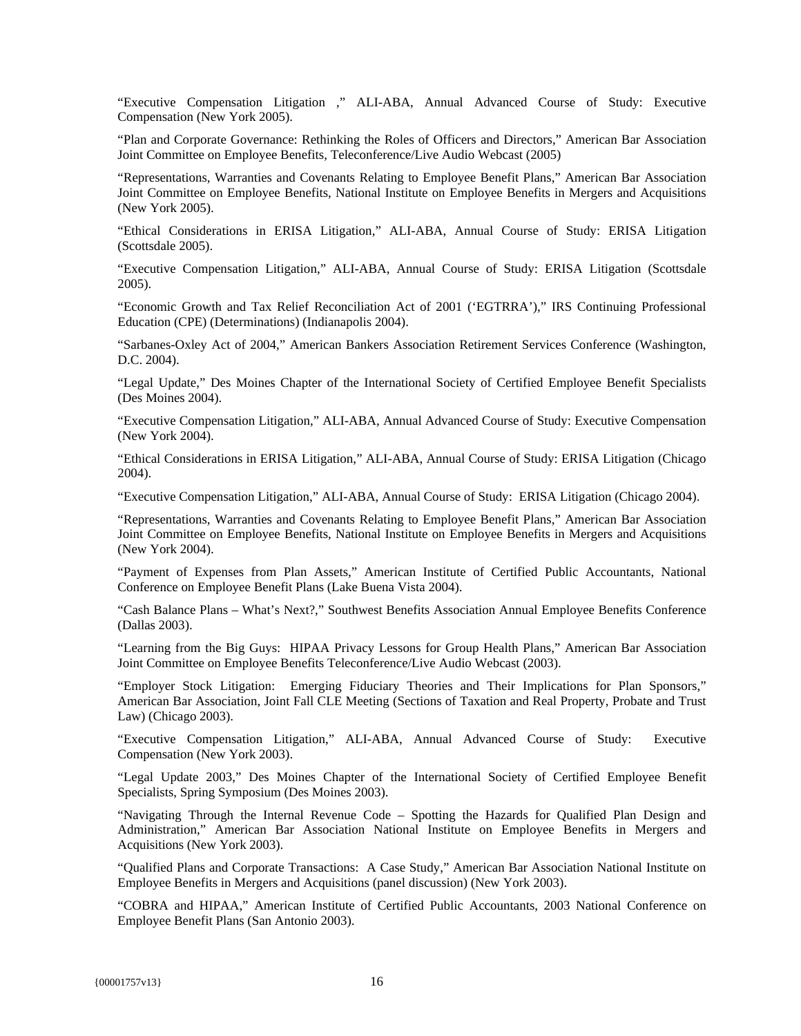"Executive Compensation Litigation ," ALI-ABA, Annual Advanced Course of Study: Executive Compensation (New York 2005).

"Plan and Corporate Governance: Rethinking the Roles of Officers and Directors," American Bar Association Joint Committee on Employee Benefits, Teleconference/Live Audio Webcast (2005)

"Representations, Warranties and Covenants Relating to Employee Benefit Plans," American Bar Association Joint Committee on Employee Benefits, National Institute on Employee Benefits in Mergers and Acquisitions (New York 2005).

"Ethical Considerations in ERISA Litigation," ALI-ABA, Annual Course of Study: ERISA Litigation (Scottsdale 2005).

"Executive Compensation Litigation," ALI-ABA, Annual Course of Study: ERISA Litigation (Scottsdale 2005).

"Economic Growth and Tax Relief Reconciliation Act of 2001 ('EGTRRA')," IRS Continuing Professional Education (CPE) (Determinations) (Indianapolis 2004).

"Sarbanes-Oxley Act of 2004," American Bankers Association Retirement Services Conference (Washington, D.C. 2004).

"Legal Update," Des Moines Chapter of the International Society of Certified Employee Benefit Specialists (Des Moines 2004).

"Executive Compensation Litigation," ALI-ABA, Annual Advanced Course of Study: Executive Compensation (New York 2004).

"Ethical Considerations in ERISA Litigation," ALI-ABA, Annual Course of Study: ERISA Litigation (Chicago 2004).

"Executive Compensation Litigation," ALI-ABA, Annual Course of Study: ERISA Litigation (Chicago 2004).

"Representations, Warranties and Covenants Relating to Employee Benefit Plans," American Bar Association Joint Committee on Employee Benefits, National Institute on Employee Benefits in Mergers and Acquisitions (New York 2004).

"Payment of Expenses from Plan Assets," American Institute of Certified Public Accountants, National Conference on Employee Benefit Plans (Lake Buena Vista 2004).

"Cash Balance Plans – What's Next?," Southwest Benefits Association Annual Employee Benefits Conference (Dallas 2003).

"Learning from the Big Guys: HIPAA Privacy Lessons for Group Health Plans," American Bar Association Joint Committee on Employee Benefits Teleconference/Live Audio Webcast (2003).

"Employer Stock Litigation: Emerging Fiduciary Theories and Their Implications for Plan Sponsors," American Bar Association, Joint Fall CLE Meeting (Sections of Taxation and Real Property, Probate and Trust Law) (Chicago 2003).

"Executive Compensation Litigation," ALI-ABA, Annual Advanced Course of Study: Executive Compensation (New York 2003).

"Legal Update 2003," Des Moines Chapter of the International Society of Certified Employee Benefit Specialists, Spring Symposium (Des Moines 2003).

"Navigating Through the Internal Revenue Code – Spotting the Hazards for Qualified Plan Design and Administration," American Bar Association National Institute on Employee Benefits in Mergers and Acquisitions (New York 2003).

"Qualified Plans and Corporate Transactions: A Case Study," American Bar Association National Institute on Employee Benefits in Mergers and Acquisitions (panel discussion) (New York 2003).

"COBRA and HIPAA," American Institute of Certified Public Accountants, 2003 National Conference on Employee Benefit Plans (San Antonio 2003).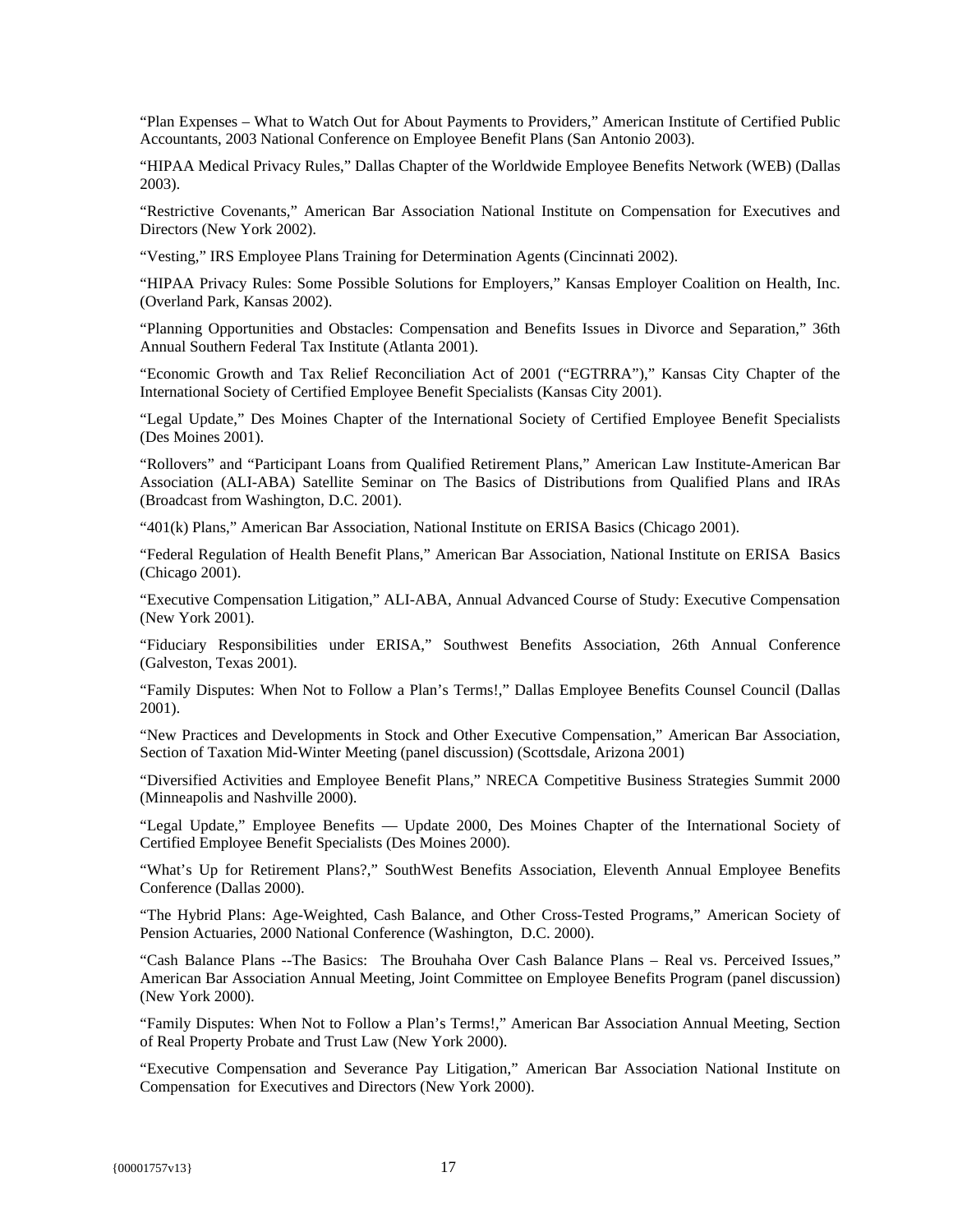“Plan Expenses – What to Watch Out for About Payments to Providers,” American Institute of Certified Public Accountants, 2003 National Conference on Employee Benefit Plans (San Antonio 2003).

“HIPAA Medical Privacy Rules,” Dallas Chapter of the Worldwide Employee Benefits Network (WEB) (Dallas 2003).

“Restrictive Covenants,” American Bar Association National Institute on Compensation for Executives and Directors (New York 2002).

“Vesting,” IRS Employee Plans Training for Determination Agents (Cincinnati 2002).

“HIPAA Privacy Rules: Some Possible Solutions for Employers,” Kansas Employer Coalition on Health, Inc. (Overland Park, Kansas 2002).

“Planning Opportunities and Obstacles: Compensation and Benefits Issues in Divorce and Separation,” 36th Annual Southern Federal Tax Institute (Atlanta 2001).

“Economic Growth and Tax Relief Reconciliation Act of 2001 (“EGTRRA”),” Kansas City Chapter of the International Society of Certified Employee Benefit Specialists (Kansas City 2001).

“Legal Update,” Des Moines Chapter of the International Society of Certified Employee Benefit Specialists (Des Moines 2001).

“Rollovers” and “Participant Loans from Qualified Retirement Plans,” American Law Institute-American Bar Association (ALI-ABA) Satellite Seminar on The Basics of Distributions from Qualified Plans and IRAs (Broadcast from Washington, D.C. 2001).

“401(k) Plans,” American Bar Association, National Institute on ERISA Basics (Chicago 2001).

“Federal Regulation of Health Benefit Plans,” American Bar Association, National Institute on ERISA Basics (Chicago 2001).

“Executive Compensation Litigation,” ALI-ABA, Annual Advanced Course of Study: Executive Compensation (New York 2001).

“Fiduciary Responsibilities under ERISA,” Southwest Benefits Association, 26th Annual Conference (Galveston, Texas 2001).

“Family Disputes: When Not to Follow a Plan’s Terms!,” Dallas Employee Benefits Counsel Council (Dallas 2001).

“New Practices and Developments in Stock and Other Executive Compensation,” American Bar Association, Section of Taxation Mid-Winter Meeting (panel discussion) (Scottsdale, Arizona 2001)

“Diversified Activities and Employee Benefit Plans,” NRECA Competitive Business Strategies Summit 2000 (Minneapolis and Nashville 2000).

“Legal Update,” Employee Benefits — Update 2000, Des Moines Chapter of the International Society of Certified Employee Benefit Specialists (Des Moines 2000).

“What’s Up for Retirement Plans?,” SouthWest Benefits Association, Eleventh Annual Employee Benefits Conference (Dallas 2000).

“The Hybrid Plans: Age-Weighted, Cash Balance, and Other Cross-Tested Programs,” American Society of Pension Actuaries, 2000 National Conference (Washington, D.C. 2000).

“Cash Balance Plans --The Basics: The Brouhaha Over Cash Balance Plans – Real vs. Perceived Issues,” American Bar Association Annual Meeting, Joint Committee on Employee Benefits Program (panel discussion) (New York 2000).

“Family Disputes: When Not to Follow a Plan’s Terms!,” American Bar Association Annual Meeting, Section of Real Property Probate and Trust Law (New York 2000).

“Executive Compensation and Severance Pay Litigation,” American Bar Association National Institute on Compensation for Executives and Directors (New York 2000).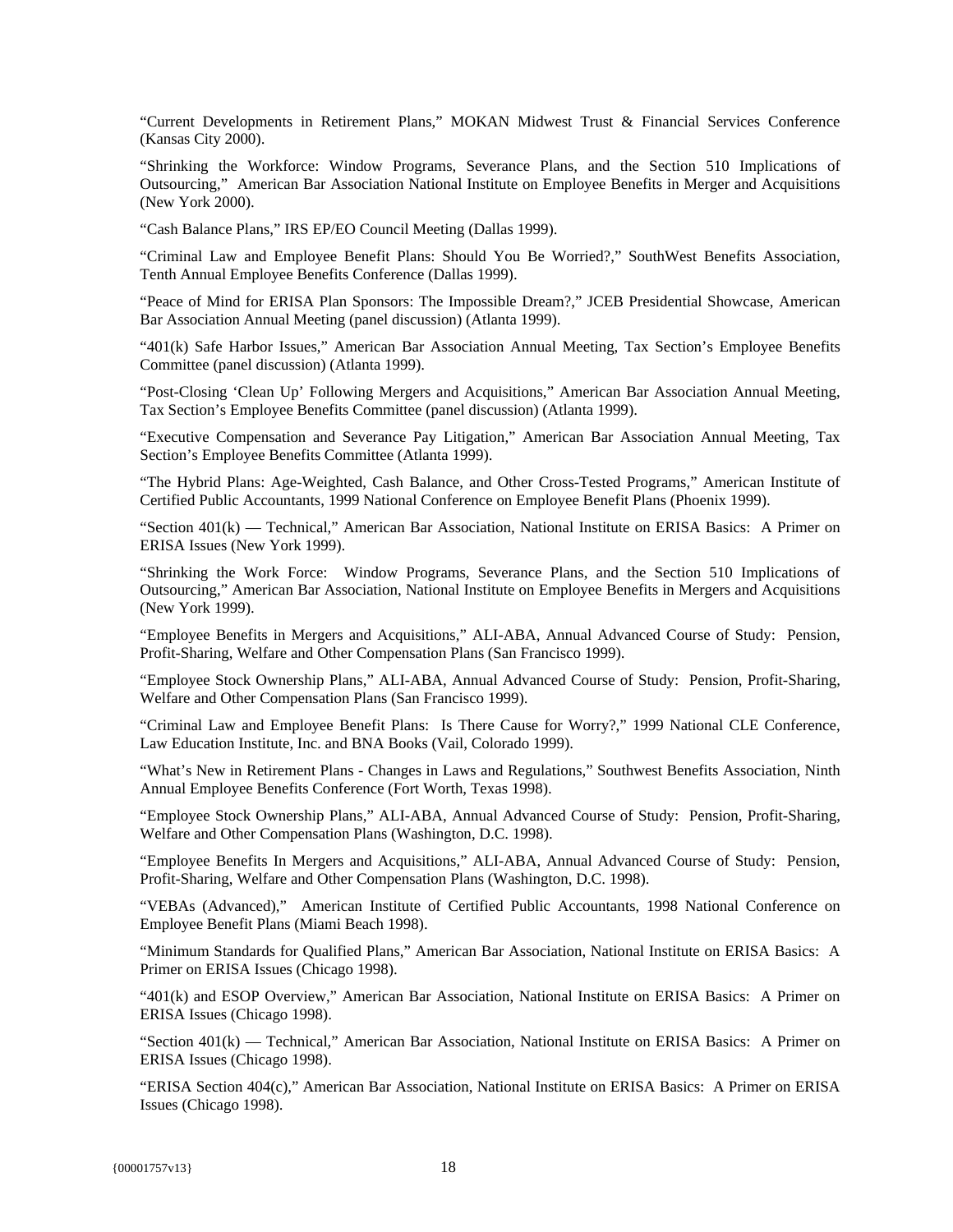"Current Developments in Retirement Plans," MOKAN Midwest Trust & Financial Services Conference (Kansas City 2000).

"Shrinking the Workforce: Window Programs, Severance Plans, and the Section 510 Implications of Outsourcing," American Bar Association National Institute on Employee Benefits in Merger and Acquisitions (New York 2000).

"Cash Balance Plans," IRS EP/EO Council Meeting (Dallas 1999).

"Criminal Law and Employee Benefit Plans: Should You Be Worried?," SouthWest Benefits Association, Tenth Annual Employee Benefits Conference (Dallas 1999).

"Peace of Mind for ERISA Plan Sponsors: The Impossible Dream?," JCEB Presidential Showcase, American Bar Association Annual Meeting (panel discussion) (Atlanta 1999).

"401(k) Safe Harbor Issues," American Bar Association Annual Meeting, Tax Section's Employee Benefits Committee (panel discussion) (Atlanta 1999).

"Post-Closing 'Clean Up' Following Mergers and Acquisitions," American Bar Association Annual Meeting, Tax Section's Employee Benefits Committee (panel discussion) (Atlanta 1999).

"Executive Compensation and Severance Pay Litigation," American Bar Association Annual Meeting, Tax Section's Employee Benefits Committee (Atlanta 1999).

"The Hybrid Plans: Age-Weighted, Cash Balance, and Other Cross-Tested Programs," American Institute of Certified Public Accountants, 1999 National Conference on Employee Benefit Plans (Phoenix 1999).

"Section 401(k) — Technical," American Bar Association, National Institute on ERISA Basics: A Primer on ERISA Issues (New York 1999).

"Shrinking the Work Force: Window Programs, Severance Plans, and the Section 510 Implications of Outsourcing," American Bar Association, National Institute on Employee Benefits in Mergers and Acquisitions (New York 1999).

"Employee Benefits in Mergers and Acquisitions," ALI-ABA, Annual Advanced Course of Study: Pension, Profit-Sharing, Welfare and Other Compensation Plans (San Francisco 1999).

"Employee Stock Ownership Plans," ALI-ABA, Annual Advanced Course of Study: Pension, Profit-Sharing, Welfare and Other Compensation Plans (San Francisco 1999).

"Criminal Law and Employee Benefit Plans: Is There Cause for Worry?," 1999 National CLE Conference, Law Education Institute, Inc. and BNA Books (Vail, Colorado 1999).

"What's New in Retirement Plans - Changes in Laws and Regulations," Southwest Benefits Association, Ninth Annual Employee Benefits Conference (Fort Worth, Texas 1998).

"Employee Stock Ownership Plans," ALI-ABA, Annual Advanced Course of Study: Pension, Profit-Sharing, Welfare and Other Compensation Plans (Washington, D.C. 1998).

"Employee Benefits In Mergers and Acquisitions," ALI-ABA, Annual Advanced Course of Study: Pension, Profit-Sharing, Welfare and Other Compensation Plans (Washington, D.C. 1998).

"VEBAs (Advanced)," American Institute of Certified Public Accountants, 1998 National Conference on Employee Benefit Plans (Miami Beach 1998).

"Minimum Standards for Qualified Plans," American Bar Association, National Institute on ERISA Basics: A Primer on ERISA Issues (Chicago 1998).

"401(k) and ESOP Overview," American Bar Association, National Institute on ERISA Basics: A Primer on ERISA Issues (Chicago 1998).

"Section 401(k) — Technical," American Bar Association, National Institute on ERISA Basics: A Primer on ERISA Issues (Chicago 1998).

"ERISA Section 404(c)," American Bar Association, National Institute on ERISA Basics: A Primer on ERISA Issues (Chicago 1998).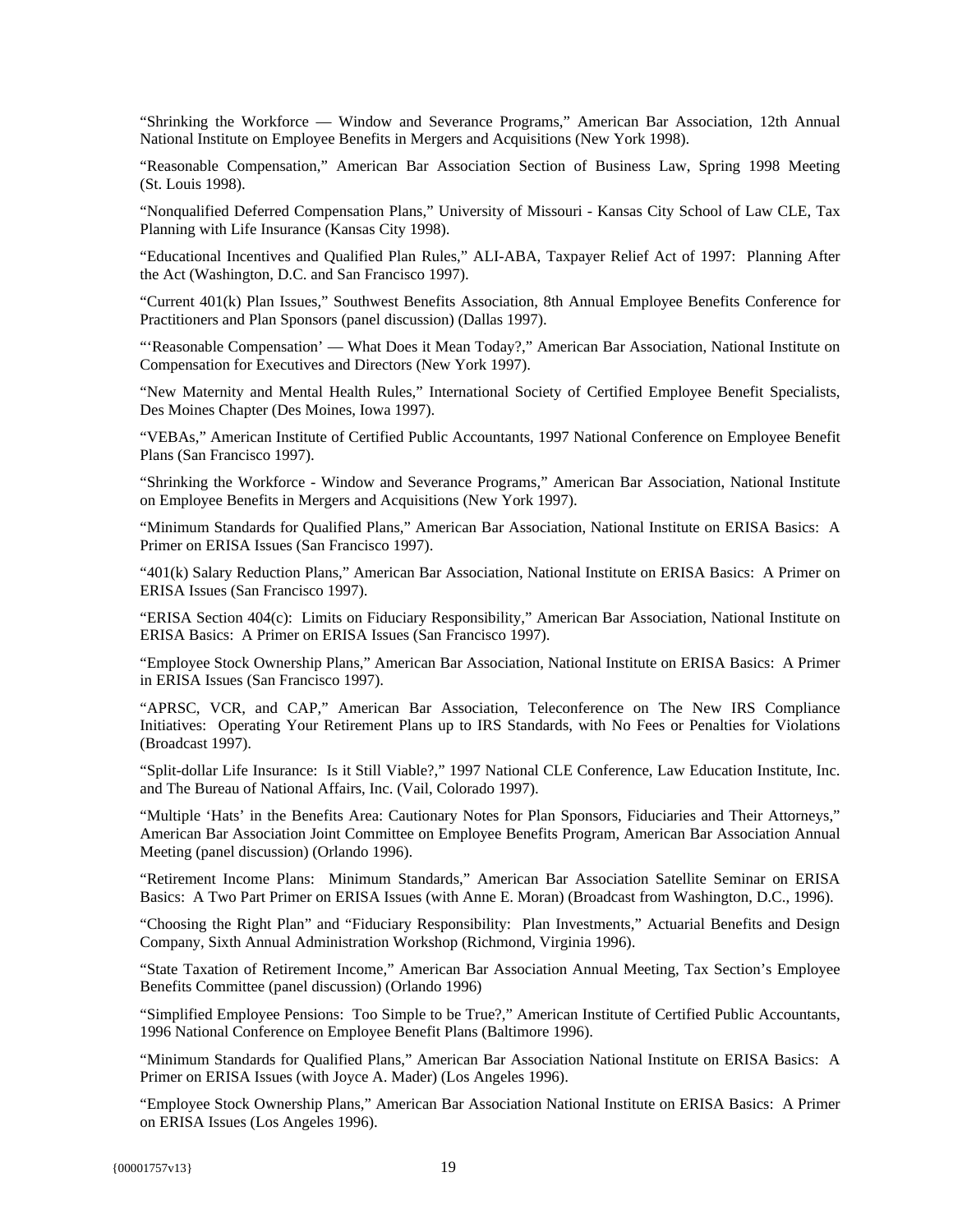"Shrinking the Workforce — Window and Severance Programs," American Bar Association, 12th Annual National Institute on Employee Benefits in Mergers and Acquisitions (New York 1998).

"Reasonable Compensation," American Bar Association Section of Business Law, Spring 1998 Meeting (St. Louis 1998).

"Nonqualified Deferred Compensation Plans," University of Missouri - Kansas City School of Law CLE, Tax Planning with Life Insurance (Kansas City 1998).

"Educational Incentives and Qualified Plan Rules," ALI-ABA, Taxpayer Relief Act of 1997: Planning After the Act (Washington, D.C. and San Francisco 1997).

"Current 401(k) Plan Issues," Southwest Benefits Association, 8th Annual Employee Benefits Conference for Practitioners and Plan Sponsors (panel discussion) (Dallas 1997).

"'Reasonable Compensation' — What Does it Mean Today?," American Bar Association, National Institute on Compensation for Executives and Directors (New York 1997).

"New Maternity and Mental Health Rules," International Society of Certified Employee Benefit Specialists, Des Moines Chapter (Des Moines, Iowa 1997).

"VEBAs," American Institute of Certified Public Accountants, 1997 National Conference on Employee Benefit Plans (San Francisco 1997).

"Shrinking the Workforce - Window and Severance Programs," American Bar Association, National Institute on Employee Benefits in Mergers and Acquisitions (New York 1997).

"Minimum Standards for Qualified Plans," American Bar Association, National Institute on ERISA Basics: A Primer on ERISA Issues (San Francisco 1997).

"401(k) Salary Reduction Plans," American Bar Association, National Institute on ERISA Basics: A Primer on ERISA Issues (San Francisco 1997).

"ERISA Section 404(c): Limits on Fiduciary Responsibility," American Bar Association, National Institute on ERISA Basics: A Primer on ERISA Issues (San Francisco 1997).

"Employee Stock Ownership Plans," American Bar Association, National Institute on ERISA Basics: A Primer in ERISA Issues (San Francisco 1997).

"APRSC, VCR, and CAP," American Bar Association, Teleconference on The New IRS Compliance Initiatives: Operating Your Retirement Plans up to IRS Standards, with No Fees or Penalties for Violations (Broadcast 1997).

"Split-dollar Life Insurance: Is it Still Viable?," 1997 National CLE Conference, Law Education Institute, Inc. and The Bureau of National Affairs, Inc. (Vail, Colorado 1997).

"Multiple 'Hats' in the Benefits Area: Cautionary Notes for Plan Sponsors, Fiduciaries and Their Attorneys," American Bar Association Joint Committee on Employee Benefits Program, American Bar Association Annual Meeting (panel discussion) (Orlando 1996).

"Retirement Income Plans: Minimum Standards," American Bar Association Satellite Seminar on ERISA Basics: A Two Part Primer on ERISA Issues (with Anne E. Moran) (Broadcast from Washington, D.C., 1996).

"Choosing the Right Plan" and "Fiduciary Responsibility: Plan Investments," Actuarial Benefits and Design Company, Sixth Annual Administration Workshop (Richmond, Virginia 1996).

"State Taxation of Retirement Income," American Bar Association Annual Meeting, Tax Section's Employee Benefits Committee (panel discussion) (Orlando 1996)

"Simplified Employee Pensions: Too Simple to be True?," American Institute of Certified Public Accountants, 1996 National Conference on Employee Benefit Plans (Baltimore 1996).

"Minimum Standards for Qualified Plans," American Bar Association National Institute on ERISA Basics: A Primer on ERISA Issues (with Joyce A. Mader) (Los Angeles 1996).

"Employee Stock Ownership Plans," American Bar Association National Institute on ERISA Basics: A Primer on ERISA Issues (Los Angeles 1996).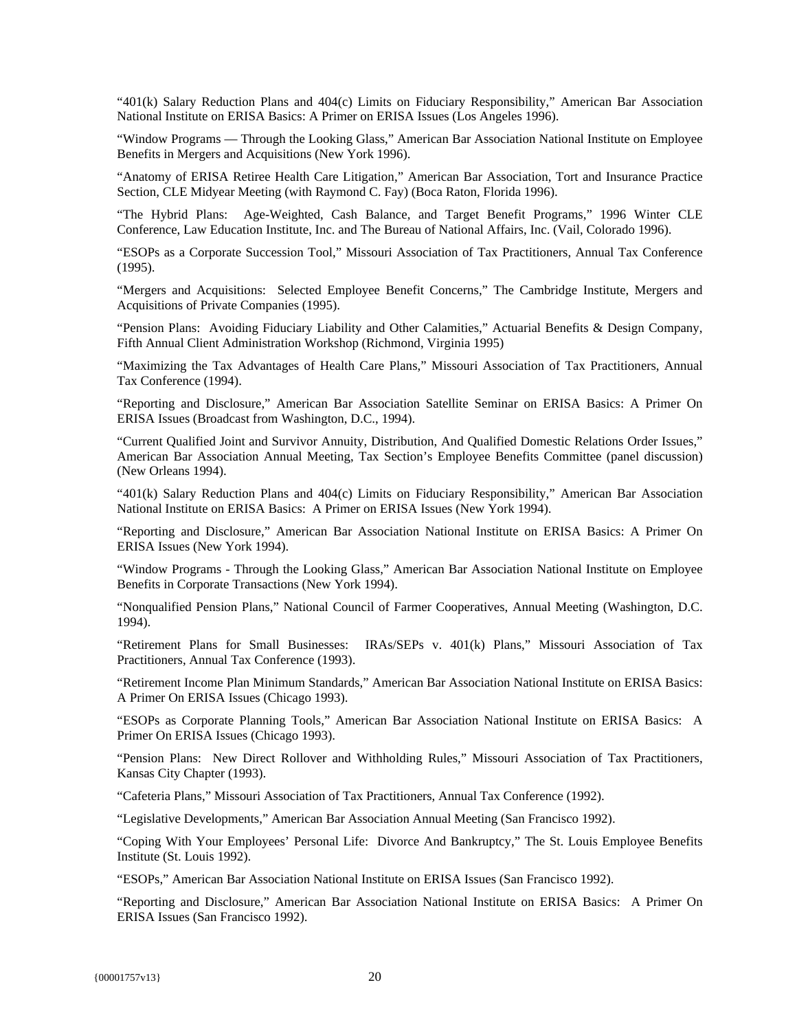"401(k) Salary Reduction Plans and 404(c) Limits on Fiduciary Responsibility," American Bar Association National Institute on ERISA Basics: A Primer on ERISA Issues (Los Angeles 1996).

"Window Programs — Through the Looking Glass," American Bar Association National Institute on Employee Benefits in Mergers and Acquisitions (New York 1996).

"Anatomy of ERISA Retiree Health Care Litigation," American Bar Association, Tort and Insurance Practice Section, CLE Midyear Meeting (with Raymond C. Fay) (Boca Raton, Florida 1996).

"The Hybrid Plans: Age-Weighted, Cash Balance, and Target Benefit Programs," 1996 Winter CLE Conference, Law Education Institute, Inc. and The Bureau of National Affairs, Inc. (Vail, Colorado 1996).

"ESOPs as a Corporate Succession Tool," Missouri Association of Tax Practitioners, Annual Tax Conference (1995).

"Mergers and Acquisitions: Selected Employee Benefit Concerns," The Cambridge Institute, Mergers and Acquisitions of Private Companies (1995).

"Pension Plans: Avoiding Fiduciary Liability and Other Calamities," Actuarial Benefits & Design Company, Fifth Annual Client Administration Workshop (Richmond, Virginia 1995)

"Maximizing the Tax Advantages of Health Care Plans," Missouri Association of Tax Practitioners, Annual Tax Conference (1994).

"Reporting and Disclosure," American Bar Association Satellite Seminar on ERISA Basics: A Primer On ERISA Issues (Broadcast from Washington, D.C., 1994).

"Current Qualified Joint and Survivor Annuity, Distribution, And Qualified Domestic Relations Order Issues," American Bar Association Annual Meeting, Tax Section's Employee Benefits Committee (panel discussion) (New Orleans 1994).

"401(k) Salary Reduction Plans and 404(c) Limits on Fiduciary Responsibility," American Bar Association National Institute on ERISA Basics: A Primer on ERISA Issues (New York 1994).

"Reporting and Disclosure," American Bar Association National Institute on ERISA Basics: A Primer On ERISA Issues (New York 1994).

"Window Programs - Through the Looking Glass," American Bar Association National Institute on Employee Benefits in Corporate Transactions (New York 1994).

"Nonqualified Pension Plans," National Council of Farmer Cooperatives, Annual Meeting (Washington, D.C. 1994).

"Retirement Plans for Small Businesses: IRAs/SEPs v. 401(k) Plans," Missouri Association of Tax Practitioners, Annual Tax Conference (1993).

"Retirement Income Plan Minimum Standards," American Bar Association National Institute on ERISA Basics: A Primer On ERISA Issues (Chicago 1993).

"ESOPs as Corporate Planning Tools," American Bar Association National Institute on ERISA Basics: A Primer On ERISA Issues (Chicago 1993).

"Pension Plans: New Direct Rollover and Withholding Rules," Missouri Association of Tax Practitioners, Kansas City Chapter (1993).

"Cafeteria Plans," Missouri Association of Tax Practitioners, Annual Tax Conference (1992).

"Legislative Developments," American Bar Association Annual Meeting (San Francisco 1992).

"Coping With Your Employees' Personal Life: Divorce And Bankruptcy," The St. Louis Employee Benefits Institute (St. Louis 1992).

"ESOPs," American Bar Association National Institute on ERISA Issues (San Francisco 1992).

"Reporting and Disclosure," American Bar Association National Institute on ERISA Basics: A Primer On ERISA Issues (San Francisco 1992).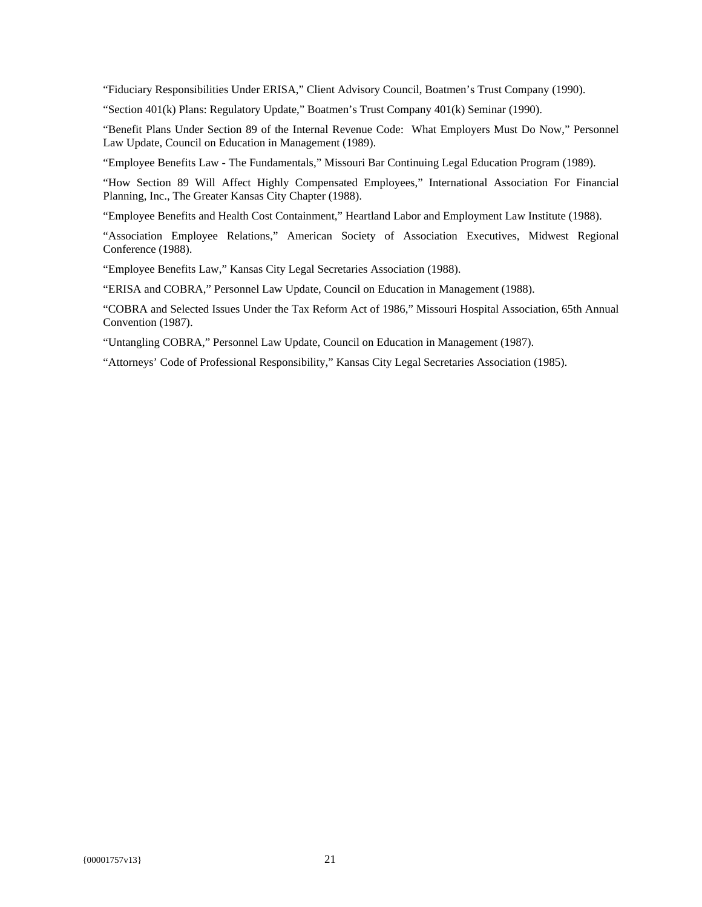"Fiduciary Responsibilities Under ERISA," Client Advisory Council, Boatmen's Trust Company (1990).

"Section 401(k) Plans: Regulatory Update," Boatmen's Trust Company 401(k) Seminar (1990).

"Benefit Plans Under Section 89 of the Internal Revenue Code: What Employers Must Do Now," Personnel Law Update, Council on Education in Management (1989).

"Employee Benefits Law - The Fundamentals," Missouri Bar Continuing Legal Education Program (1989).

"How Section 89 Will Affect Highly Compensated Employees," International Association For Financial Planning, Inc., The Greater Kansas City Chapter (1988).

"Employee Benefits and Health Cost Containment," Heartland Labor and Employment Law Institute (1988).

"Association Employee Relations," American Society of Association Executives, Midwest Regional Conference (1988).

"Employee Benefits Law," Kansas City Legal Secretaries Association (1988).

"ERISA and COBRA," Personnel Law Update, Council on Education in Management (1988).

"COBRA and Selected Issues Under the Tax Reform Act of 1986," Missouri Hospital Association, 65th Annual Convention (1987).

"Untangling COBRA," Personnel Law Update, Council on Education in Management (1987).

"Attorneys' Code of Professional Responsibility," Kansas City Legal Secretaries Association (1985).